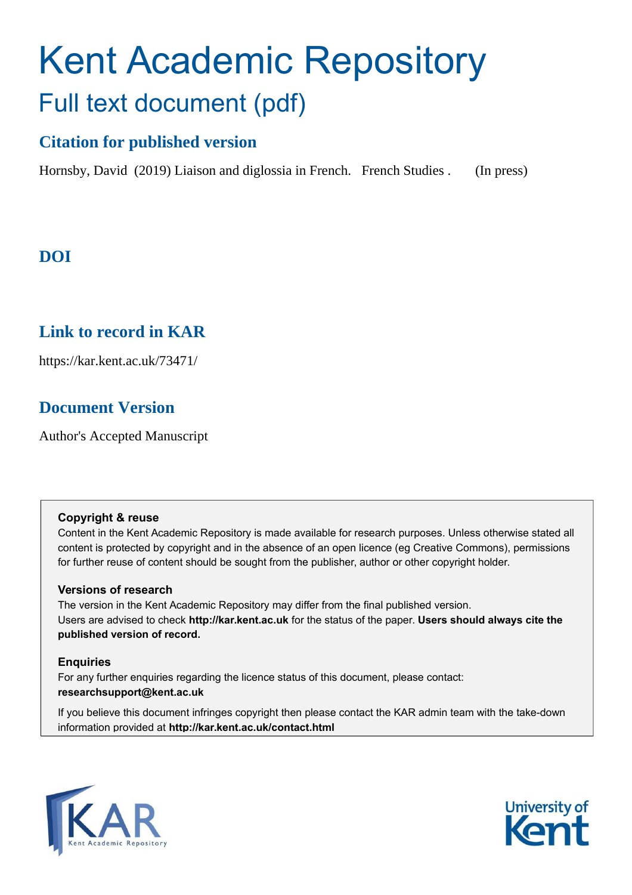# Kent Academic Repository

## Full text document (pdf)

### Citation for published version

Hornsby, David (2019) Liaison and diglossia in French. French Studies . (In press)

### DOI

### Link to record in KAR

https://kar.kent.ac.uk/73471/

### Document Version

Author's Accepted Manuscript

**Copyright & reuse**

Content in the Kent Academic Repository is made available for research purposes. Unless otherwise stated all content is protected by copyright and in the absence of an open licence (eg Creative Commons), permissions for further reuse of content should be sought from the publisher, author or other copyright holder.

**Versions of research**

The version in the Kent Academic Repository may differ from the final published version. Users are advised to check **http://kar.kent.ac.uk** for the status of the paper. **Users should always cite the published version of record.**

**Enquiries**

For any further enquiries regarding the licence status of this document, please contact: **researchsupport@kent.ac.uk**

If you believe this document infringes copyright then please contact the KAR admin team with the take-down information provided at **http://kar.kent.ac.uk/contact.html**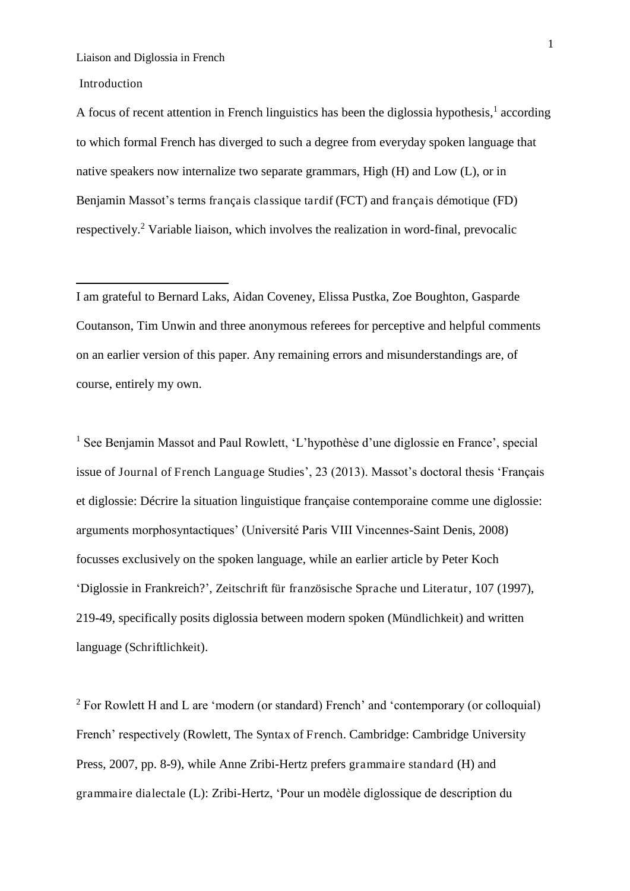Liaison and Diglossia in French

Introduction

A focus of recent attention in French linguistics has been the diglossia hypothesis,[1] according to which formal French has diverged to such a degree from everyday spoken language that native speakers now internalize two separate grammars, High (H) and Low (L), or in Benjamin Massot's terms *français classique tardif* (FCT) and *français démotique* (FD) respectively.[2] Variable liaison, which involves the realization in word-final, prevocalic

---

I am grateful to Bernard Laks, Aidan Coveney, Elissa Pustka, Zoe Boughton, Gasparde Coutanson, Tim Unwin and three anonymous referees for perceptive and helpful comments on an earlier version of this paper. Any remaining errors and misunderstandings are, of course, entirely my own.

[1] See Benjamin Massot and Paul Rowlett, 'L'hypothèse d'une diglossie en France', special issue of *Journal of French Language Studies*', 23 (2013). Massot's doctoral thesis 'Français et diglossie: Décrire la situation linguistique française contemporaine comme une diglossie: arguments morphosyntactiques' (Université Paris VIII Vincennes-Saint Denis, 2008) focusses exclusively on the spoken language, while an earlier article by Peter Koch 'Diglossie in Frankreich?', *Zeitschrift für französische Sprache und Literatur*, 107 (1997), 219-49, specifically posits diglossia between modern spoken (*Mündlichkeit*) and written language (*Schriftlichkeit*).

[2] For Rowlett H and L are 'modern (or standard) French' and 'contemporary (or colloquial) French' respectively (Rowlett, *The Syntax of French*. Cambridge: Cambridge University Press, 2007, pp. 8-9), while Anne Zribi-Hertz prefers *grammaire standard* (H) and *grammaire dialectale* (L): Zribi-Hertz, 'Pour un modèle diglossique de description du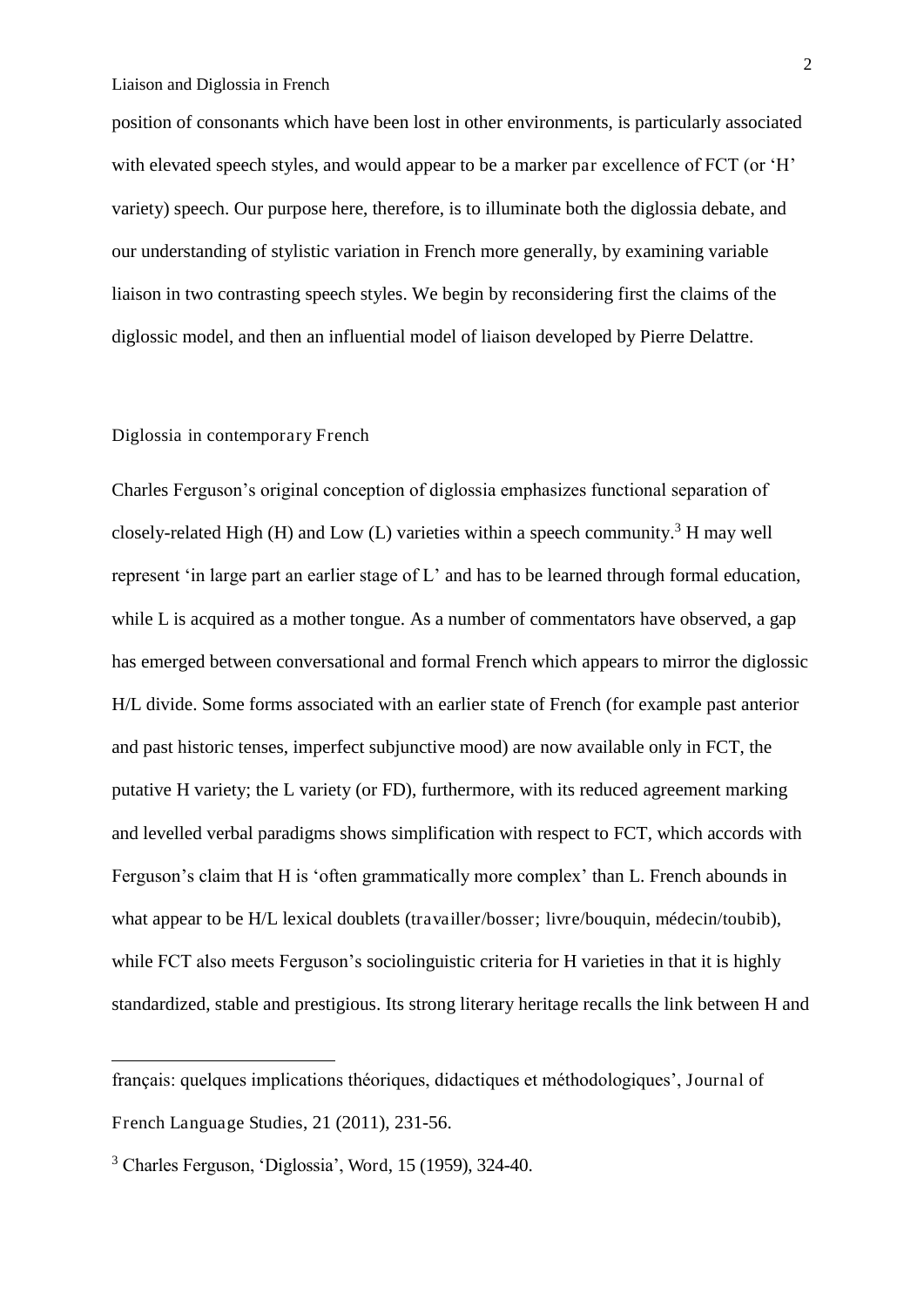position of consonants which have been lost in other environments, is particularly associated with elevated speech styles, and would appear to be a marker *par excellence* of FCT (or 'H' variety) speech. Our purpose here, therefore, is to illuminate both the diglossia debate, and our understanding of stylistic variation in French more generally, by examining variable liaison in two contrasting speech styles. We begin by reconsidering first the claims of the diglossic model, and then an influential model of liaison developed by Pierre Delattre.

## Diglossia in contemporary French

Charles Ferguson's original conception of diglossia emphasizes functional separation of closely-related High (H) and Low (L) varieties within a speech community.[3] H may well represent 'in large part an earlier stage of L' and has to be learned through formal education, while L is acquired as a mother tongue. As a number of commentators have observed, a gap has emerged between conversational and formal French which appears to mirror the diglossic H/L divide. Some forms associated with an earlier state of French (for example past anterior and past historic tenses, imperfect subjunctive mood) are now available only in FCT, the putative H variety; the L variety (or FD), furthermore, with its reduced agreement marking and levelled verbal paradigms shows simplification with respect to FCT, which accords with Ferguson's claim that H is 'often grammatically more complex' than L. French abounds in what appear to be H/L lexical doublets (*travailler/bosser*; *livre/bouquin*, *médecin/toubib*), while FCT also meets Ferguson's sociolinguistic criteria for H varieties in that it is highly standardized, stable and prestigious. Its strong literary heritage recalls the link between H and

---

français: quelques implications théoriques, didactiques et méthodologiques', *Journal of French Language Studies*, 21 (2011), 231-56.

[3] Charles Ferguson, 'Diglossia', *Word*, 15 (1959), 324-40.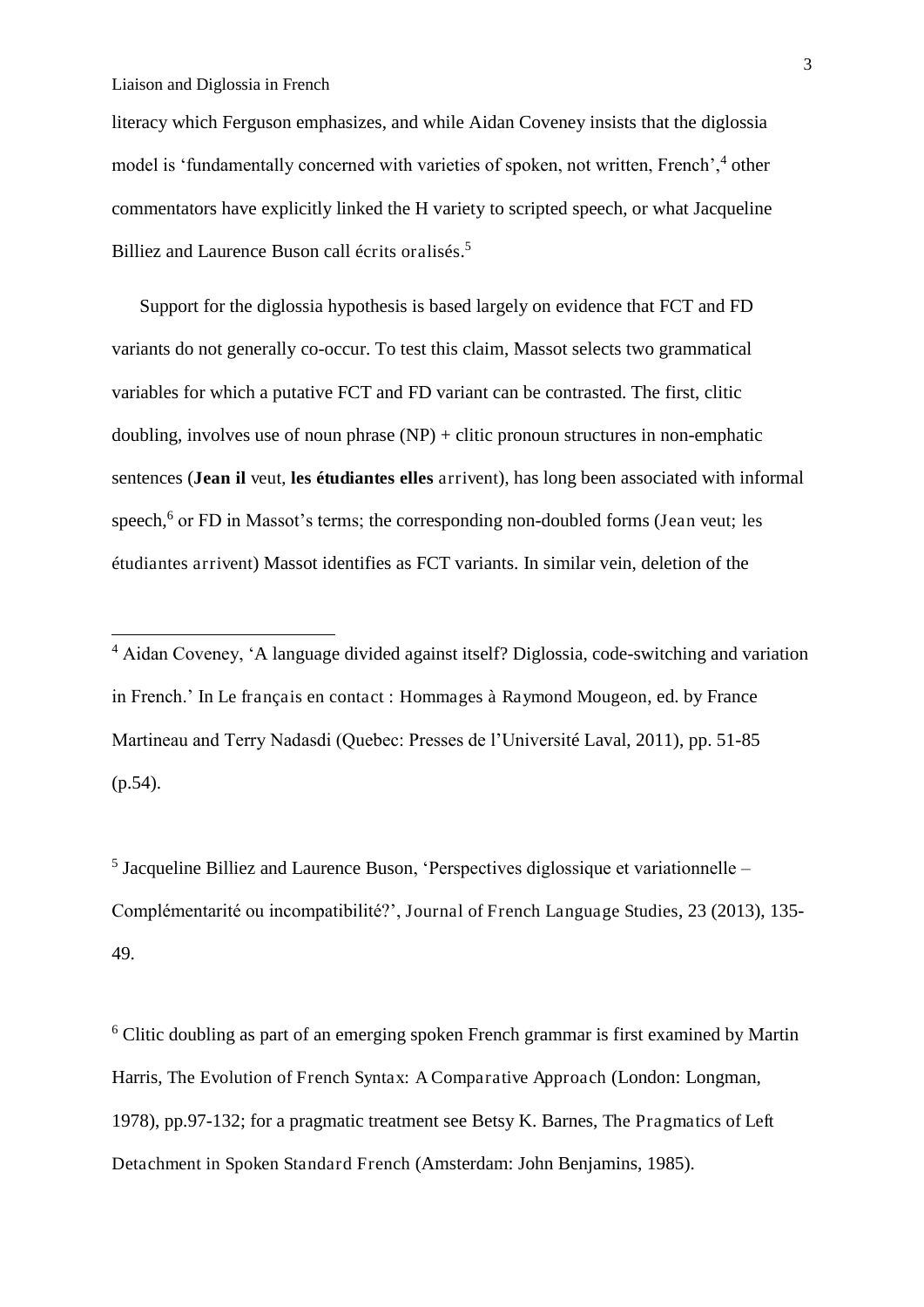literacy which Ferguson emphasizes, and while Aidan Coveney insists that the diglossia model is 'fundamentally concerned with varieties of spoken, not written, French',[4] other commentators have explicitly linked the H variety to scripted speech, or what Jacqueline Billiez and Laurence Buson call *écrits oralisés*.[5]

Support for the diglossia hypothesis is based largely on evidence that FCT and FD variants do not generally co-occur. To test this claim, Massot selects two grammatical variables for which a putative FCT and FD variant can be contrasted. The first, clitic doubling, involves use of noun phrase (NP) + clitic pronoun structures in non-emphatic sentences (***Jean il** veut*, ***les étudiantes elles** arrivent*), has long been associated with informal speech,[6] or FD in Massot's terms; the corresponding non-doubled forms (*Jean veut; les étudiantes arrivent*) Massot identifies as FCT variants. In similar vein, deletion of the

---

[4] Aidan Coveney, 'A language divided against itself? Diglossia, code-switching and variation in French.' In *Le français en contact : Hommages à Raymond Mougeon*, ed. by France Martineau and Terry Nadasdi (Quebec: Presses de l'Université Laval, 2011), pp. 51-85 (p.54).

[5] Jacqueline Billiez and Laurence Buson, 'Perspectives diglossique et variationnelle – Complémentarité ou incompatibilité?', *Journal of French Language Studies*, 23 (2013), 135-49.

[6] Clitic doubling as part of an emerging spoken French grammar is first examined by Martin Harris, *The Evolution of French Syntax: A Comparative Approach* (London: Longman, 1978), pp.97-132; for a pragmatic treatment see Betsy K. Barnes, *The Pragmatics of Left Detachment in Spoken Standard French* (Amsterdam: John Benjamins, 1985).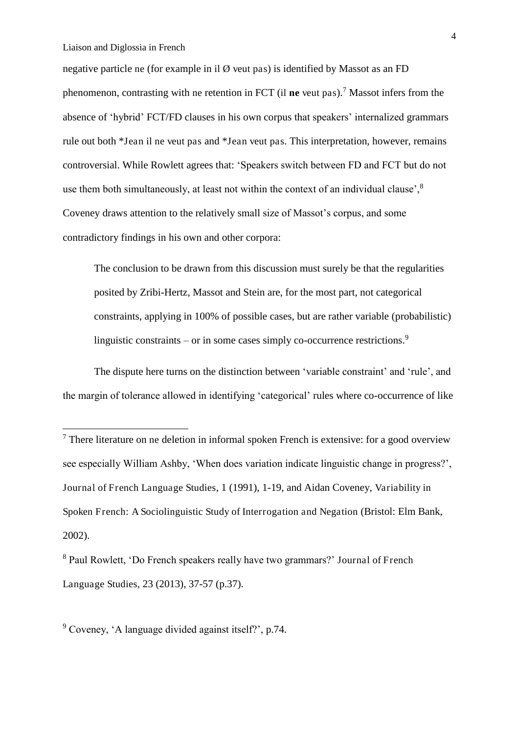negative particle ne (for example in il Ø veut pas) is identified by Massot as an FD phenomenon, contrasting with ne retention in FCT (il **ne** veut pas).[7] Massot infers from the absence of 'hybrid' FCT/FD clauses in his own corpus that speakers' internalized grammars rule out both *Jean il ne veut pas and *Jean veut pas. This interpretation, however, remains controversial. While Rowlett agrees that: 'Speakers switch between FD and FCT but do not use them both simultaneously, at least not within the context of an individual clause',[8] Coveney draws attention to the relatively small size of Massot's corpus, and some contradictory findings in his own and other corpora:

> The conclusion to be drawn from this discussion must surely be that the regularities posited by Zribi-Hertz, Massot and Stein are, for the most part, not categorical constraints, applying in 100% of possible cases, but are rather variable (probabilistic) linguistic constraints – or in some cases simply co-occurrence restrictions.[9]

The dispute here turns on the distinction between 'variable constraint' and 'rule', and the margin of tolerance allowed in identifying 'categorical' rules where co-occurrence of like

---

[7] There literature on ne deletion in informal spoken French is extensive: for a good overview see especially William Ashby, 'When does variation indicate linguistic change in progress?', Journal of French Language Studies, 1 (1991), 1-19, and Aidan Coveney, Variability in Spoken French: A Sociolinguistic Study of Interrogation and Negation (Bristol: Elm Bank, 2002).

[8] Paul Rowlett, 'Do French speakers really have two grammars?' Journal of French Language Studies, 23 (2013), 37-57 (p.37).

[9] Coveney, 'A language divided against itself?', p.74.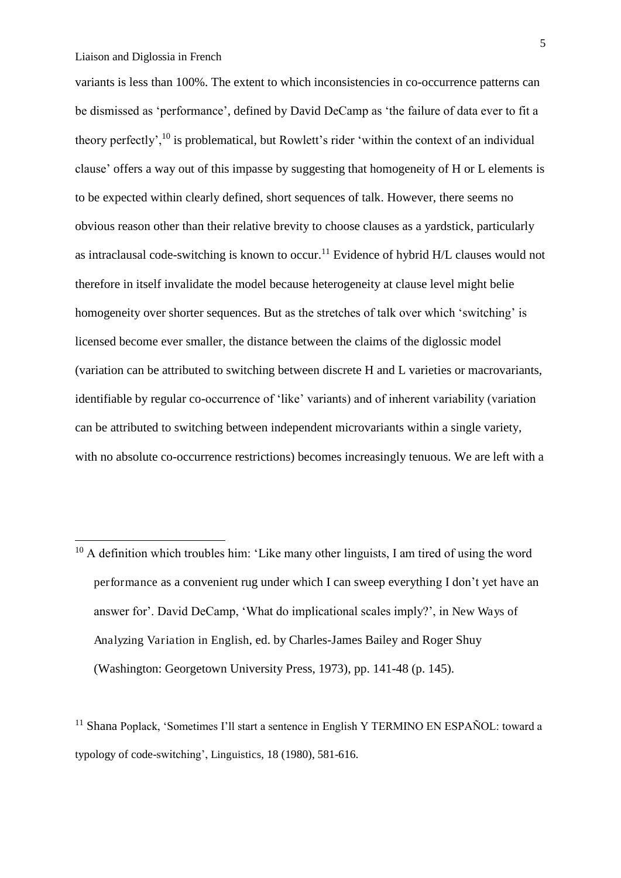variants is less than 100%. The extent to which inconsistencies in co-occurrence patterns can be dismissed as 'performance', defined by David DeCamp as 'the failure of data ever to fit a theory perfectly',[10] is problematical, but Rowlett's rider 'within the context of an individual clause' offers a way out of this impasse by suggesting that homogeneity of H or L elements is to be expected within clearly defined, short sequences of talk. However, there seems no obvious reason other than their relative brevity to choose clauses as a yardstick, particularly as intraclausal code-switching is known to occur.[11] Evidence of hybrid H/L clauses would not therefore in itself invalidate the model because heterogeneity at clause level might belie homogeneity over shorter sequences. But as the stretches of talk over which 'switching' is licensed become ever smaller, the distance between the claims of the diglossic model (variation can be attributed to switching between discrete H and L varieties or macrovariants, identifiable by regular co-occurrence of 'like' variants) and of inherent variability (variation can be attributed to switching between independent microvariants within a single variety, with no absolute co-occurrence restrictions) becomes increasingly tenuous. We are left with a

---

[10] A definition which troubles him: 'Like many other linguists, I am tired of using the word *performance* as a convenient rug under which I can sweep everything I don't yet have an answer for'. David DeCamp, 'What do implicational scales imply?', in *New Ways of Analyzing Variation in English*, ed. by Charles-James Bailey and Roger Shuy (Washington: Georgetown University Press, 1973), pp. 141-48 (p. 145).

[11] Shana Poplack, 'Sometimes I'll start a sentence in English Y TERMINO EN ESPAÑOL: toward a typology of code-switching', *Linguistics*, 18 (1980), 581-616.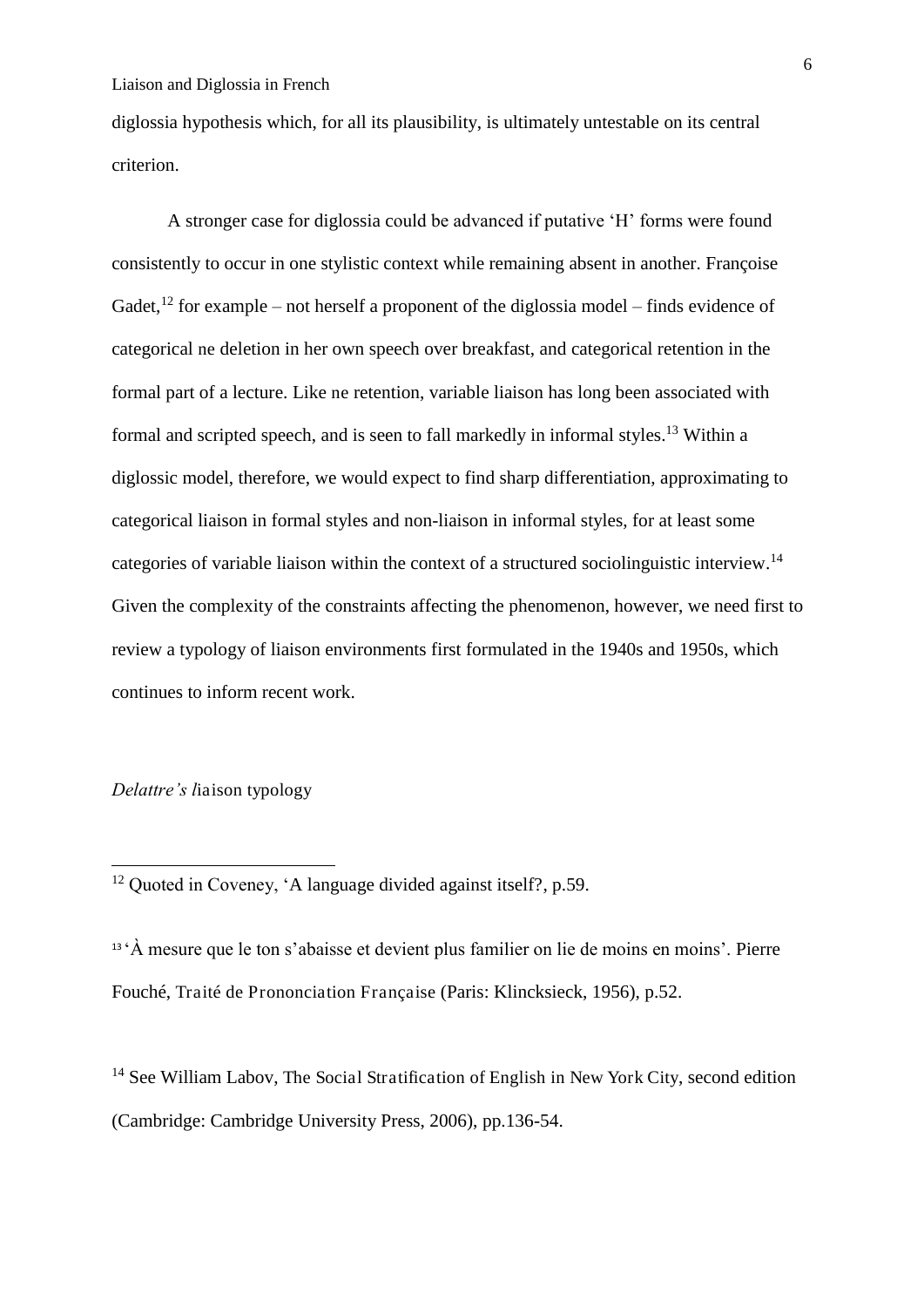diglossia hypothesis which, for all its plausibility, is ultimately untestable on its central criterion.

A stronger case for diglossia could be advanced if putative 'H' forms were found consistently to occur in one stylistic context while remaining absent in another. Françoise Gadet,[12] for example – not herself a proponent of the diglossia model – finds evidence of categorical ne deletion in her own speech over breakfast, and categorical retention in the formal part of a lecture. Like ne retention, variable liaison has long been associated with formal and scripted speech, and is seen to fall markedly in informal styles.[13] Within a diglossic model, therefore, we would expect to find sharp differentiation, approximating to categorical liaison in formal styles and non-liaison in informal styles, for at least some categories of variable liaison within the context of a structured sociolinguistic interview.[14] Given the complexity of the constraints affecting the phenomenon, however, we need first to review a typology of liaison environments first formulated in the 1940s and 1950s, which continues to inform recent work.

*Delattre's l*iaison typology

[12] Quoted in Coveney, 'A language divided against itself?, p.59.

[13] 'À mesure que le ton s'abaisse et devient plus familier on lie de moins en moins'. Pierre Fouché, Traité de Prononciation Française (Paris: Klincksieck, 1956), p.52.

[14] See William Labov, The Social Stratification of English in New York City, second edition (Cambridge: Cambridge University Press, 2006), pp.136-54.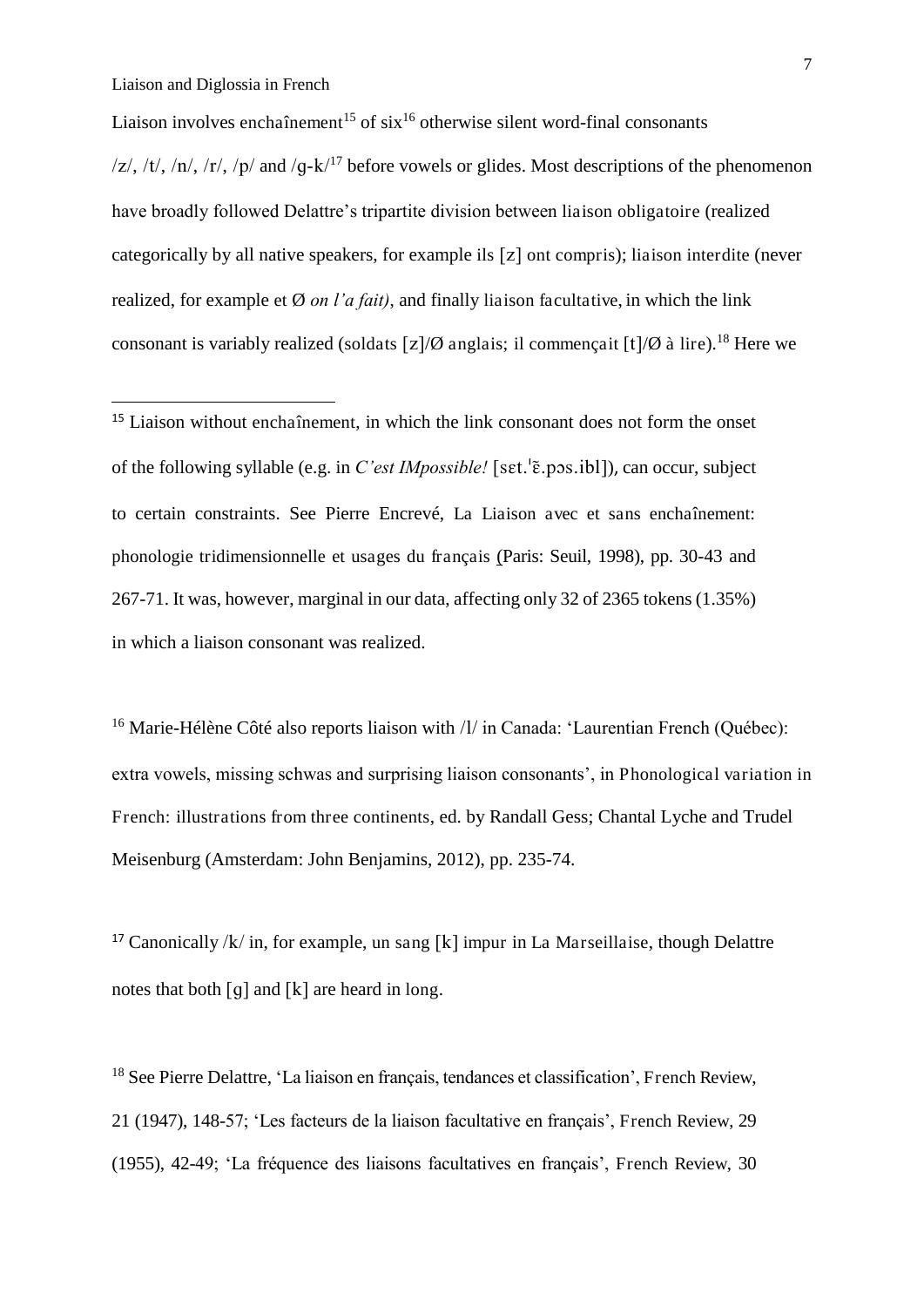Liaison involves enchaînement[15] of six[16] otherwise silent word-final consonants /z/, /t/, /n/, /r/, /p/ and /g-k/[17] before vowels or glides. Most descriptions of the phenomenon have broadly followed Delattre's tripartite division between liaison obligatoire (realized categorically by all native speakers, for example ils [z] ont compris); liaison interdite (never realized, for example et Ø *on l'a fait)*, and finally liaison facultative, in which the link consonant is variably realized (soldats [z]/Ø anglais; il commençait [t]/Ø à lire).[18] Here we

---

[15] Liaison without enchaînement, in which the link consonant does not form the onset of the following syllable (e.g. in *C'est IMpossible!* [sɛt.ˈɛ̃.pɔs.ibl]), can occur, subject to certain constraints. See Pierre Encrevé, La Liaison avec et sans enchaînement: phonologie tridimensionnelle et usages du français (Paris: Seuil, 1998), pp. 30-43 and 267-71. It was, however, marginal in our data, affecting only 32 of 2365 tokens (1.35%) in which a liaison consonant was realized.

[16] Marie-Hélène Côté also reports liaison with /l/ in Canada: 'Laurentian French (Québec): extra vowels, missing schwas and surprising liaison consonants', in Phonological variation in French: illustrations from three continents, ed. by Randall Gess; Chantal Lyche and Trudel Meisenburg (Amsterdam: John Benjamins, 2012), pp. 235-74.

[17] Canonically /k/ in, for example, un sang [k] impur in La Marseillaise, though Delattre notes that both [g] and [k] are heard in long.

[18] See Pierre Delattre, 'La liaison en français, tendances et classification', French Review, 21 (1947), 148-57; 'Les facteurs de la liaison facultative en français', French Review, 29 (1955), 42-49; 'La fréquence des liaisons facultatives en français', French Review, 30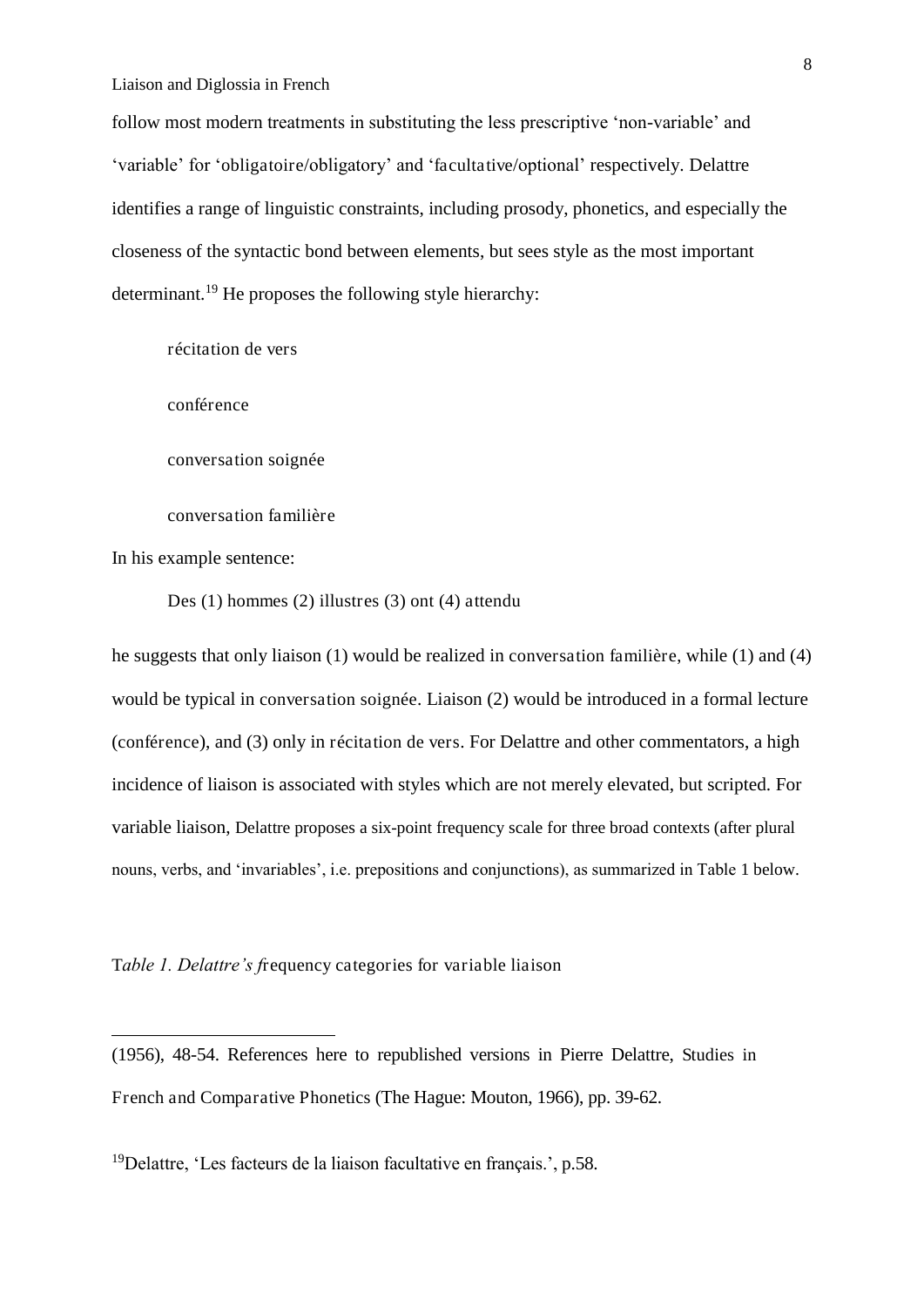follow most modern treatments in substituting the less prescriptive 'non-variable' and 'variable' for 'obligatoire/obligatory' and 'facultative/optional' respectively. Delattre identifies a range of linguistic constraints, including prosody, phonetics, and especially the closeness of the syntactic bond between elements, but sees style as the most important determinant.[19] He proposes the following style hierarchy:

récitation de vers

conférence

conversation soignée

conversation familière

In his example sentence:

Des (1) hommes (2) illustres (3) ont (4) attendu

he suggests that only liaison (1) would be realized in conversation familière, while (1) and (4) would be typical in conversation soignée. Liaison (2) would be introduced in a formal lecture (conférence), and (3) only in récitation de vers. For Delattre and other commentators, a high incidence of liaison is associated with styles which are not merely elevated, but scripted. For variable liaison, Delattre proposes a six-point frequency scale for three broad contexts (after plural nouns, verbs, and 'invariables', i.e. prepositions and conjunctions), as summarized in Table 1 below.

*Table 1. Delattre's f*requency categories for variable liaison

---

(1956), 48-54. References here to republished versions in Pierre Delattre, Studies in French and Comparative Phonetics (The Hague: Mouton, 1966), pp. 39-62.

[19] Delattre, 'Les facteurs de la liaison facultative en français.', p.58.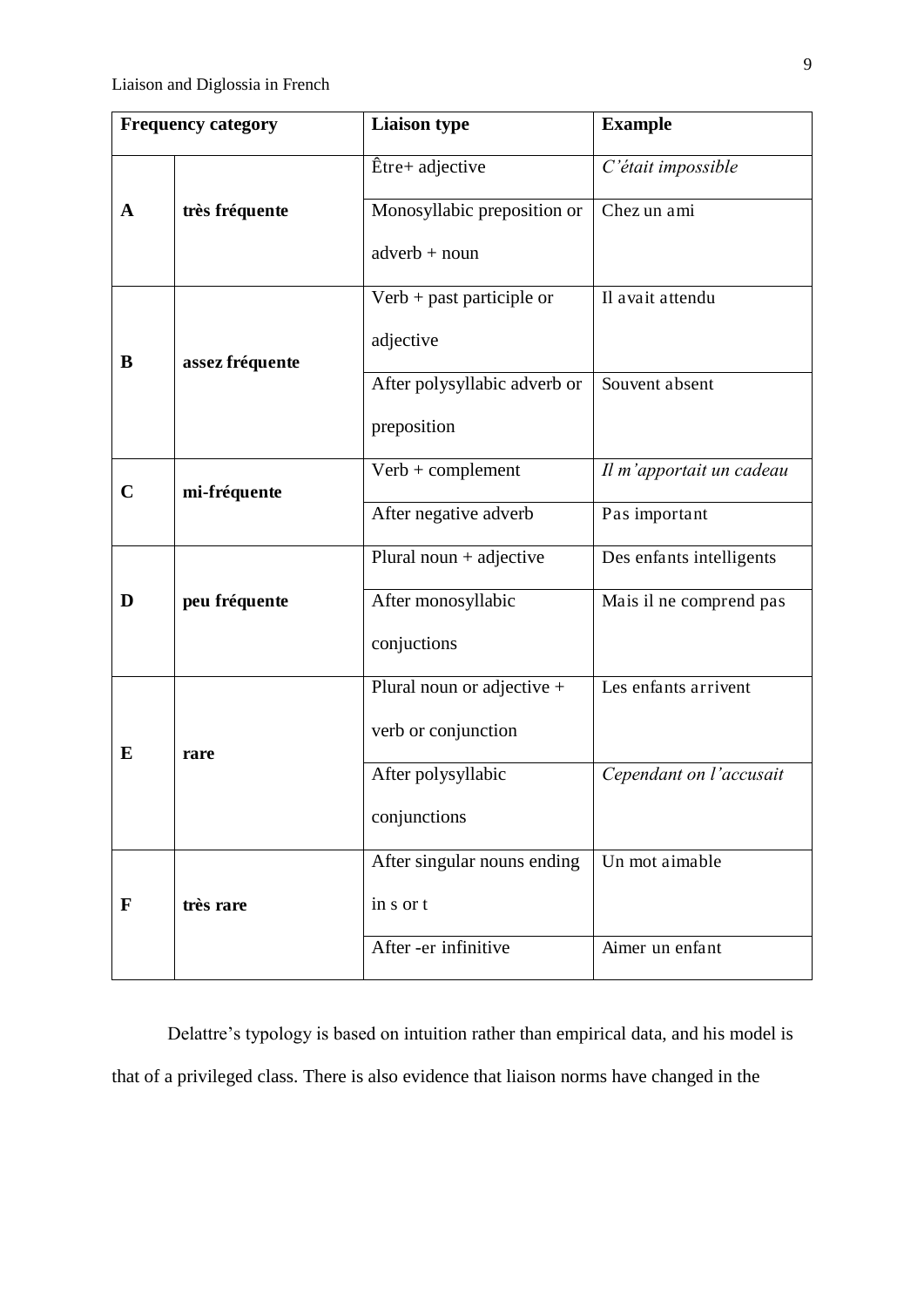| Frequency category | | Liaison type | Example |
|---|---|---|---|
| **A** | **très fréquente** | Être+ adjective | *C'était impossible* |
| | | Monosyllabic preposition or adverb + noun | Chez un ami |
| **B** | **assez fréquente** | Verb + past participle or adjective | Il avait attendu |
| | | After polysyllabic adverb or preposition | Souvent absent |
| **C** | **mi-fréquente** | Verb + complement | *Il m'apportait un cadeau* |
| | | After negative adverb | Pas important |
| **D** | **peu fréquente** | Plural noun + adjective | Des enfants intelligents |
| | | After monosyllabic conjuctions | Mais il ne comprend pas |
| **E** | **rare** | Plural noun or adjective + verb or conjunction | Les enfants arrivent |
| | | After polysyllabic conjunctions | *Cependant on l'accusait* |
| **F** | **très rare** | After singular nouns ending in s or t | Un mot aimable |
| | | After -er infinitive | Aimer un enfant |

Delattre's typology is based on intuition rather than empirical data, and his model is that of a privileged class. There is also evidence that liaison norms have changed in the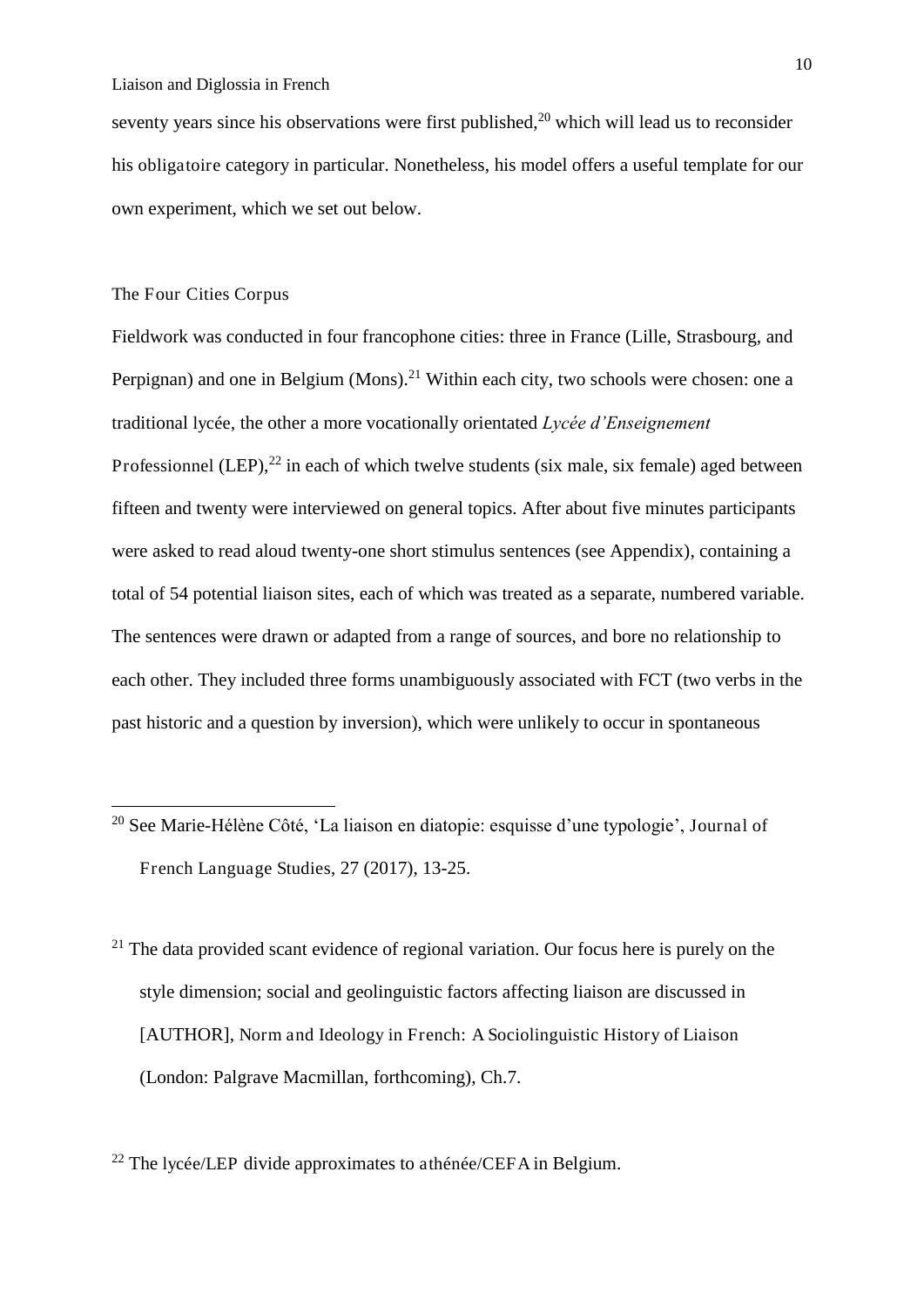seventy years since his observations were first published,[20] which will lead us to reconsider his obligatoire category in particular. Nonetheless, his model offers a useful template for our own experiment, which we set out below.

## The Four Cities Corpus

Fieldwork was conducted in four francophone cities: three in France (Lille, Strasbourg, and Perpignan) and one in Belgium (Mons).[21] Within each city, two schools were chosen: one a traditional lycée, the other a more vocationally orientated *Lycée d'Enseignement* Professionnel (LEP),[22] in each of which twelve students (six male, six female) aged between fifteen and twenty were interviewed on general topics. After about five minutes participants were asked to read aloud twenty-one short stimulus sentences (see Appendix), containing a total of 54 potential liaison sites, each of which was treated as a separate, numbered variable. The sentences were drawn or adapted from a range of sources, and bore no relationship to each other. They included three forms unambiguously associated with FCT (two verbs in the past historic and a question by inversion), which were unlikely to occur in spontaneous

---

[20] See Marie-Hélène Côté, 'La liaison en diatopie: esquisse d'une typologie', Journal of French Language Studies, 27 (2017), 13-25.

[21] The data provided scant evidence of regional variation. Our focus here is purely on the style dimension; social and geolinguistic factors affecting liaison are discussed in [AUTHOR], Norm and Ideology in French: A Sociolinguistic History of Liaison (London: Palgrave Macmillan, forthcoming), Ch.7.

[22] The lycée/LEP divide approximates to athénée/CEFA in Belgium.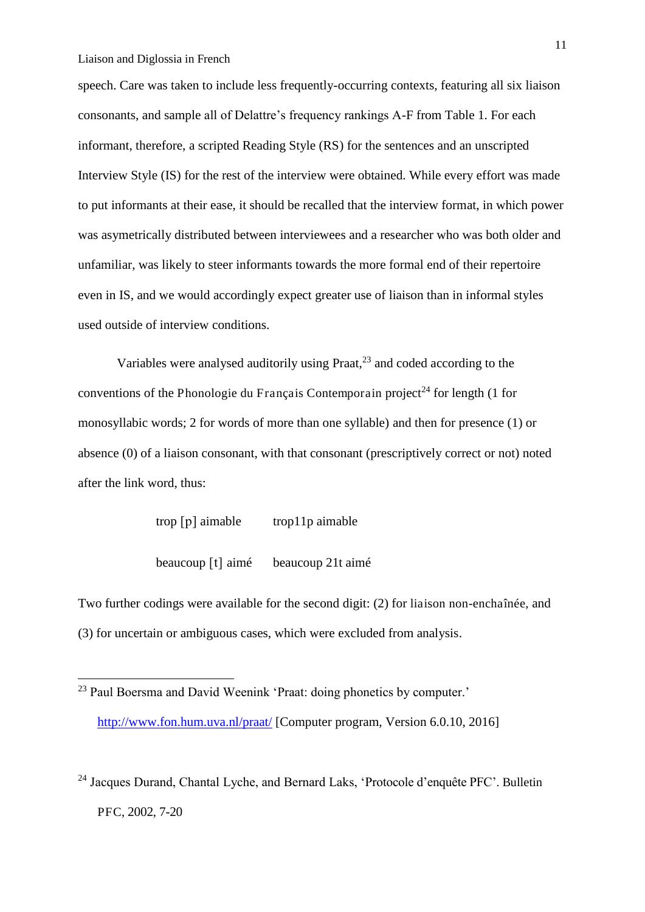speech. Care was taken to include less frequently-occurring contexts, featuring all six liaison consonants, and sample all of Delattre's frequency rankings A-F from Table 1. For each informant, therefore, a scripted Reading Style (RS) for the sentences and an unscripted Interview Style (IS) for the rest of the interview were obtained. While every effort was made to put informants at their ease, it should be recalled that the interview format, in which power was asymetrically distributed between interviewees and a researcher who was both older and unfamiliar, was likely to steer informants towards the more formal end of their repertoire even in IS, and we would accordingly expect greater use of liaison than in informal styles used outside of interview conditions.

Variables were analysed auditorily using Praat,[23] and coded according to the conventions of the Phonologie du Français Contemporain project[24] for length (1 for monosyllabic words; 2 for words of more than one syllable) and then for presence (1) or absence (0) of a liaison consonant, with that consonant (prescriptively correct or not) noted after the link word, thus:

trop [p] aimable    trop11p aimable

beaucoup [t] aimé    beaucoup 21t aimé

Two further codings were available for the second digit: (2) for liaison non-enchaînée, and (3) for uncertain or ambiguous cases, which were excluded from analysis.

---

[23] Paul Boersma and David Weenink 'Praat: doing phonetics by computer.' http://www.fon.hum.uva.nl/praat/ [Computer program, Version 6.0.10, 2016]

[24] Jacques Durand, Chantal Lyche, and Bernard Laks, 'Protocole d'enquête PFC'. Bulletin PFC, 2002, 7-20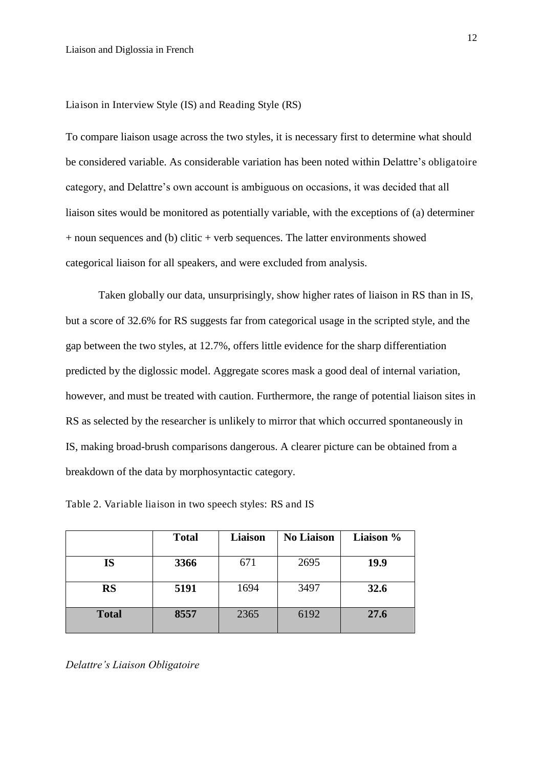## Liaison in Interview Style (IS) and Reading Style (RS)

To compare liaison usage across the two styles, it is necessary first to determine what should be considered variable. As considerable variation has been noted within Delattre's obligatoire category, and Delattre's own account is ambiguous on occasions, it was decided that all liaison sites would be monitored as potentially variable, with the exceptions of (a) determiner + noun sequences and (b) clitic + verb sequences. The latter environments showed categorical liaison for all speakers, and were excluded from analysis.

Taken globally our data, unsurprisingly, show higher rates of liaison in RS than in IS, but a score of 32.6% for RS suggests far from categorical usage in the scripted style, and the gap between the two styles, at 12.7%, offers little evidence for the sharp differentiation predicted by the diglossic model. Aggregate scores mask a good deal of internal variation, however, and must be treated with caution. Furthermore, the range of potential liaison sites in RS as selected by the researcher is unlikely to mirror that which occurred spontaneously in IS, making broad-brush comparisons dangerous. A clearer picture can be obtained from a breakdown of the data by morphosyntactic category.

Table 2. Variable liaison in two speech styles: RS and IS

| | **Total** | **Liaison** | **No Liaison** | **Liaison %** |
|---|---|---|---|---|
| **IS** | **3366** | 671 | 2695 | **19.9** |
| **RS** | **5191** | 1694 | 3497 | **32.6** |
| **Total** | **8557** | 2365 | 6192 | **27.6** |

### *Delattre's Liaison Obligatoire*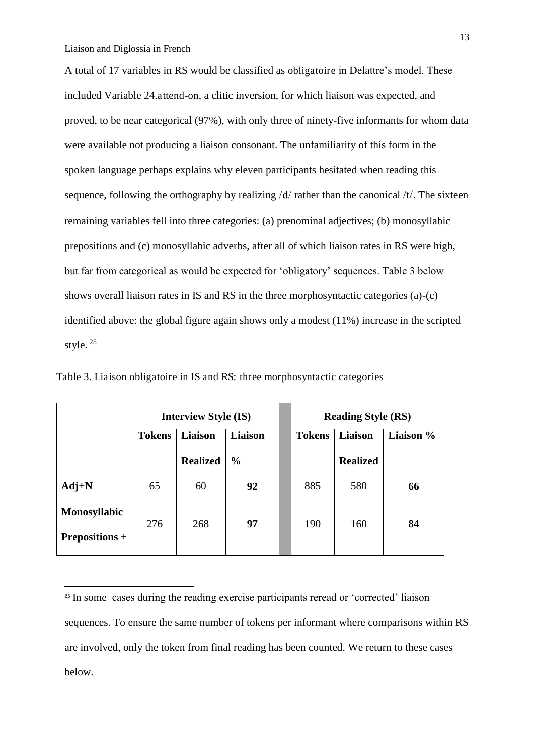A total of 17 variables in RS would be classified as obligatoire in Delattre's model. These included Variable 24.attend-on, a clitic inversion, for which liaison was expected, and proved, to be near categorical (97%), with only three of ninety-five informants for whom data were available not producing a liaison consonant. The unfamiliarity of this form in the spoken language perhaps explains why eleven participants hesitated when reading this sequence, following the orthography by realizing /d/ rather than the canonical /t/. The sixteen remaining variables fell into three categories: (a) prenominal adjectives; (b) monosyllabic prepositions and (c) monosyllabic adverbs, after all of which liaison rates in RS were high, but far from categorical as would be expected for 'obligatory' sequences. Table 3 below shows overall liaison rates in IS and RS in the three morphosyntactic categories (a)-(c) identified above: the global figure again shows only a modest (11%) increase in the scripted style. [25]

Table 3. Liaison obligatoire in IS and RS: three morphosyntactic categories

| | **Interview Style (IS)** | | | | **Reading Style (RS)** | | |
|---|---|---|---|---|---|---|---|
| | **Tokens** | **Liaison Realized** | **Liaison %** | | **Tokens** | **Liaison Realized** | **Liaison %** |
| **Adj+N** | 65 | 60 | **92** | | 885 | 580 | **66** |
| **Monosyllabic Prepositions +** | 276 | 268 | **97** | | 190 | 160 | **84** |

[25] In some cases during the reading exercise participants reread or 'corrected' liaison sequences. To ensure the same number of tokens per informant where comparisons within RS are involved, only the token from final reading has been counted. We return to these cases below.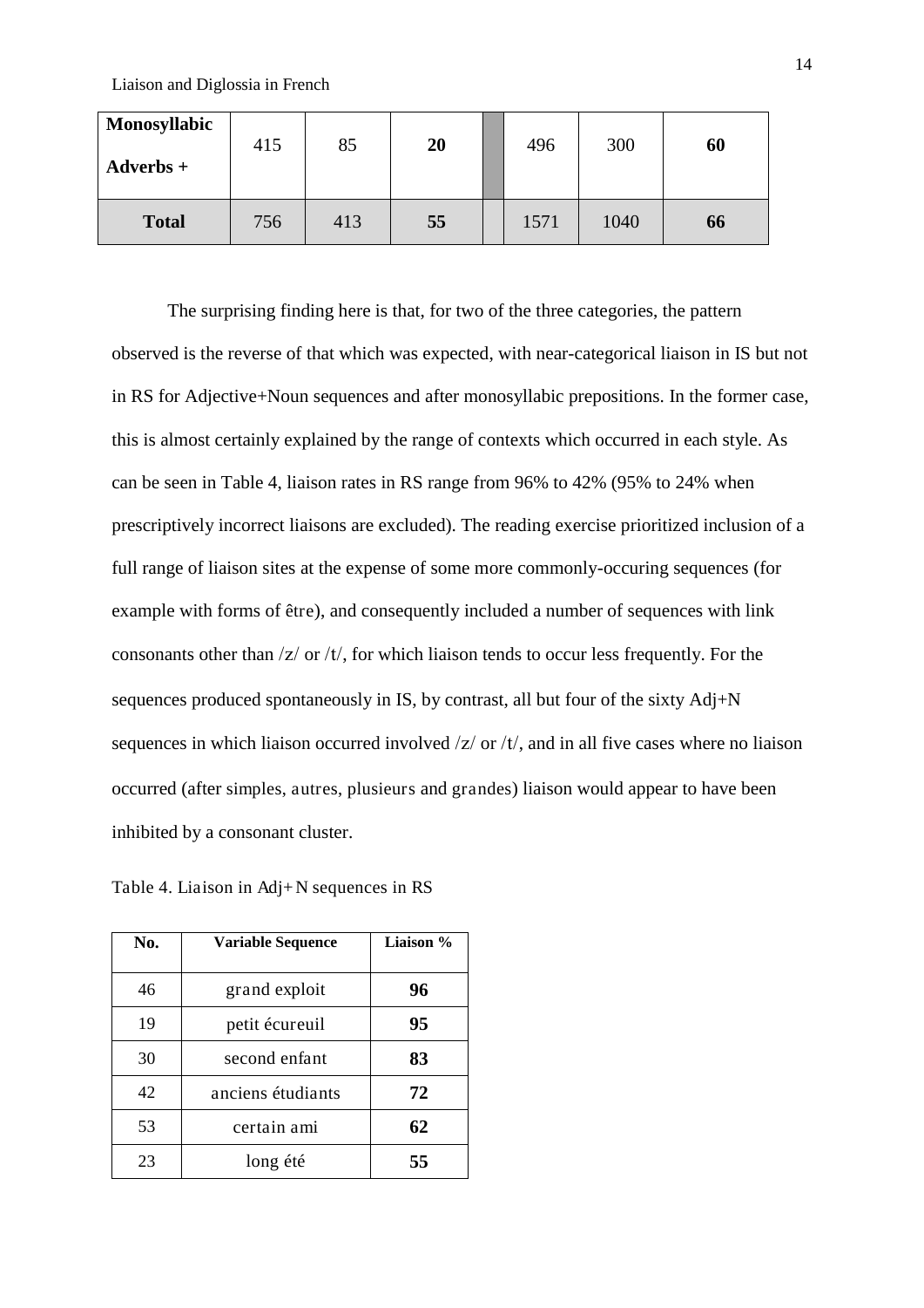| **Monosyllabic Adverbs +** | 415 | 85 | **20** | | 496 | 300 | **60** |
|---|---|---|---|---|---|---|---|
| **Total** | 756 | 413 | **55** | | 1571 | 1040 | **66** |

The surprising finding here is that, for two of the three categories, the pattern observed is the reverse of that which was expected, with near-categorical liaison in IS but not in RS for Adjective+Noun sequences and after monosyllabic prepositions. In the former case, this is almost certainly explained by the range of contexts which occurred in each style. As can be seen in Table 4, liaison rates in RS range from 96% to 42% (95% to 24% when prescriptively incorrect liaisons are excluded). The reading exercise prioritized inclusion of a full range of liaison sites at the expense of some more commonly-occuring sequences (for example with forms of être), and consequently included a number of sequences with link consonants other than /z/ or /t/, for which liaison tends to occur less frequently. For the sequences produced spontaneously in IS, by contrast, all but four of the sixty Adj+N sequences in which liaison occurred involved /z/ or /t/, and in all five cases where no liaison occurred (after simples, autres, plusieurs and grandes) liaison would appear to have been inhibited by a consonant cluster.

Table 4. Liaison in Adj+N sequences in RS

| No. | Variable Sequence | Liaison % |
|---|---|---|
| 46 | grand exploit | **96** |
| 19 | petit écureuil | **95** |
| 30 | second enfant | **83** |
| 42 | anciens étudiants | **72** |
| 53 | certain ami | **62** |
| 23 | long été | **55** |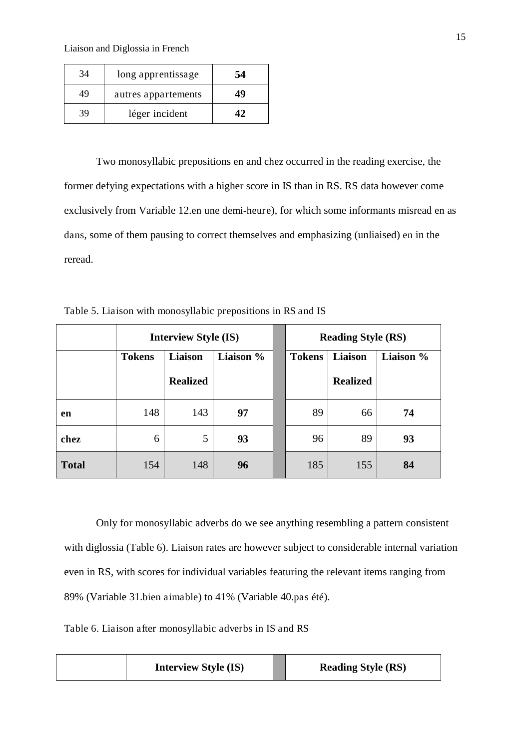| 34 | long apprentissage | **54** |
|---|---|---|
| 49 | autres appartements | **49** |
| 39 | léger incident | **42** |

Two monosyllabic prepositions en and chez occurred in the reading exercise, the former defying expectations with a higher score in IS than in RS. RS data however come exclusively from Variable 12.en une demi-heure), for which some informants misread en as dans, some of them pausing to correct themselves and emphasizing (unliaised) en in the reread.

Table 5. Liaison with monosyllabic prepositions in RS and IS

| | **Interview Style (IS)** | | | | **Reading Style (RS)** | | |
|---|---|---|---|---|---|---|---|
| | **Tokens** | **Liaison Realized** | **Liaison %** | | **Tokens** | **Liaison Realized** | **Liaison %** |
| **en** | 148 | 143 | **97** | | 89 | 66 | **74** |
| **chez** | 6 | 5 | **93** | | 96 | 89 | **93** |
| **Total** | 154 | 148 | **96** | | 185 | 155 | **84** |

Only for monosyllabic adverbs do we see anything resembling a pattern consistent with diglossia (Table 6). Liaison rates are however subject to considerable internal variation even in RS, with scores for individual variables featuring the relevant items ranging from 89% (Variable 31.bien aimable) to 41% (Variable 40.pas été).

Table 6. Liaison after monosyllabic adverbs in IS and RS

| | **Interview Style (IS)** | | **Reading Style (RS)** |
|---|---|---|---|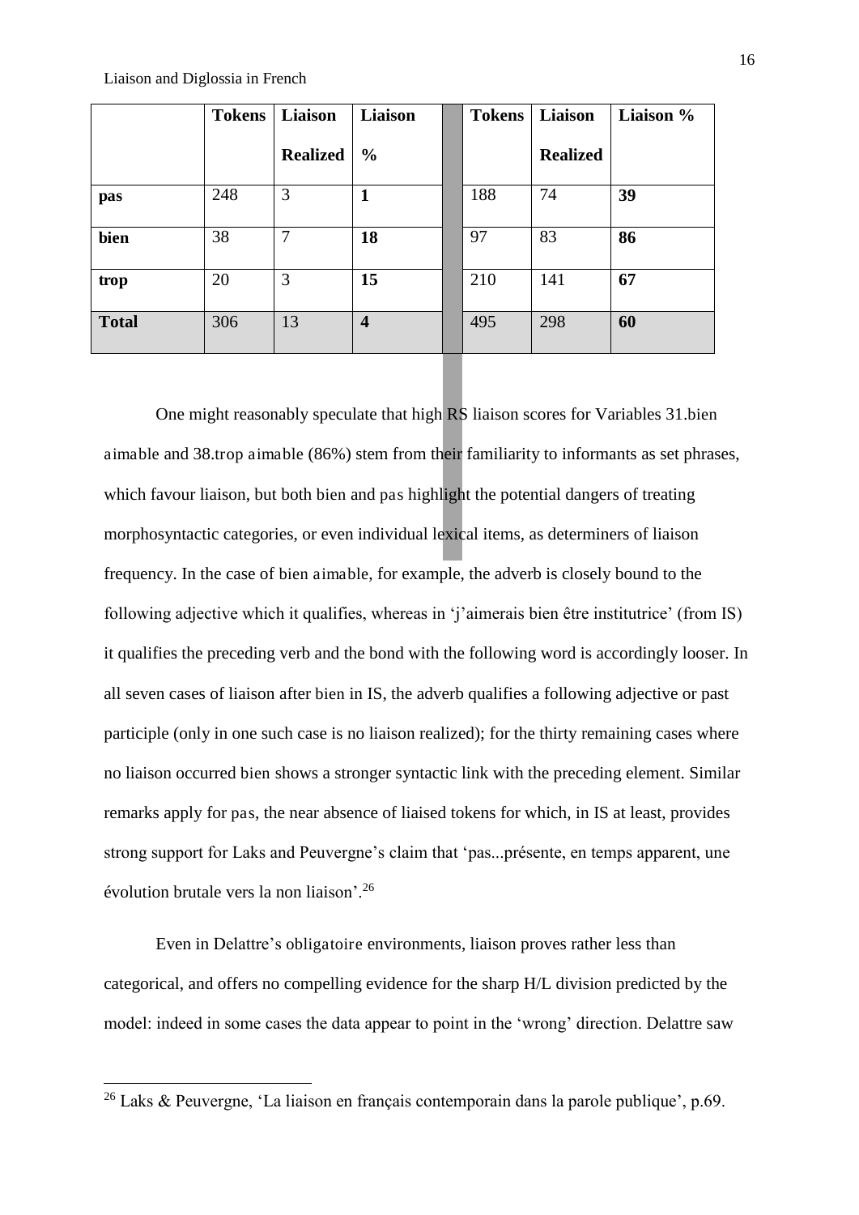|  | Tokens | Liaison Realized | Liaison % |  | Tokens | Liaison Realized | Liaison % |
|---|---|---|---|---|---|---|---|
| **pas** | 248 | 3 | **1** |  | 188 | 74 | **39** |
| **bien** | 38 | 7 | **18** |  | 97 | 83 | **86** |
| **trop** | 20 | 3 | **15** |  | 210 | 141 | **67** |
| **Total** | 306 | 13 | **4** |  | 495 | 298 | **60** |

One might reasonably speculate that high RS liaison scores for Variables 31.bien aimable and 38.trop aimable (86%) stem from their familiarity to informants as set phrases, which favour liaison, but both bien and pas highlight the potential dangers of treating morphosyntactic categories, or even individual lexical items, as determiners of liaison frequency. In the case of bien aimable, for example, the adverb is closely bound to the following adjective which it qualifies, whereas in 'j'aimerais bien être institutrice' (from IS) it qualifies the preceding verb and the bond with the following word is accordingly looser. In all seven cases of liaison after bien in IS, the adverb qualifies a following adjective or past participle (only in one such case is no liaison realized); for the thirty remaining cases where no liaison occurred bien shows a stronger syntactic link with the preceding element. Similar remarks apply for pas, the near absence of liaised tokens for which, in IS at least, provides strong support for Laks and Peuvergne's claim that 'pas...présente, en temps apparent, une évolution brutale vers la non liaison'.[26]

Even in Delattre's obligatoire environments, liaison proves rather less than categorical, and offers no compelling evidence for the sharp H/L division predicted by the model: indeed in some cases the data appear to point in the 'wrong' direction. Delattre saw

[26] Laks & Peuvergne, 'La liaison en français contemporain dans la parole publique', p.69.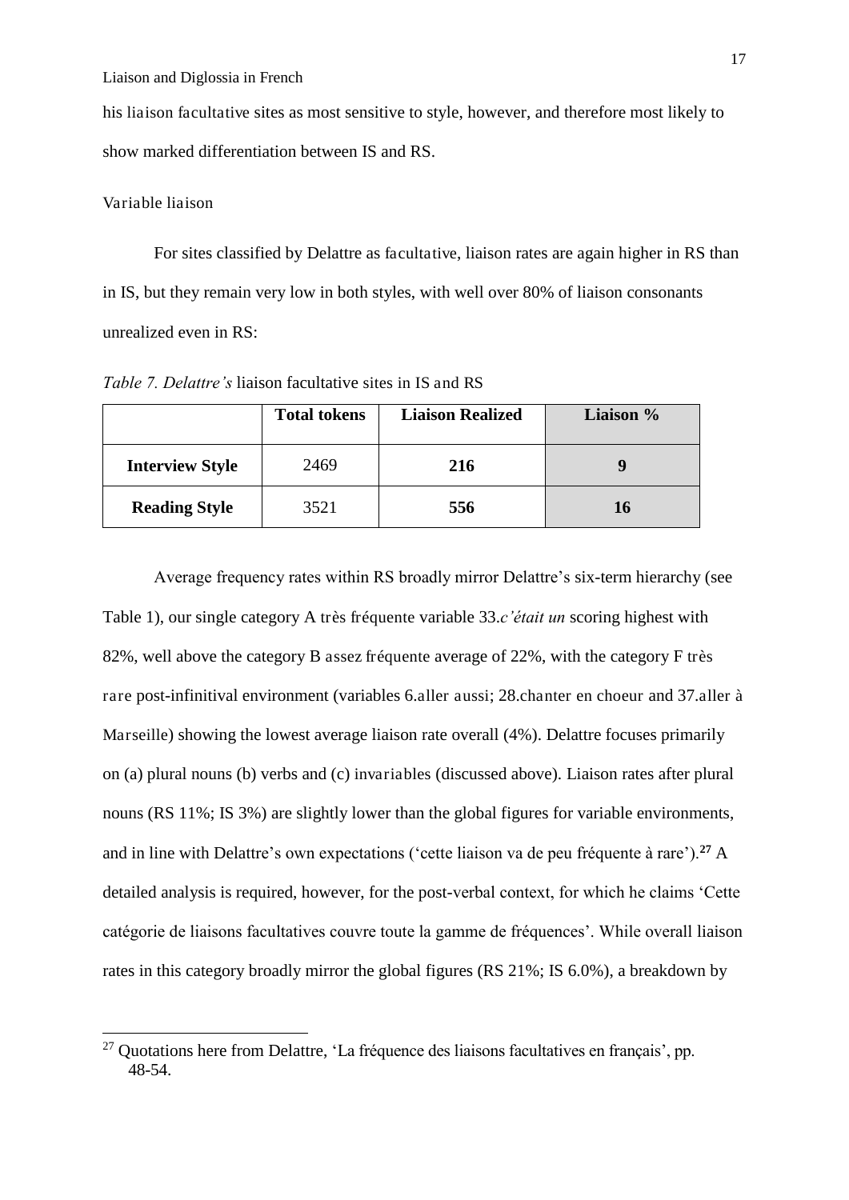his liaison facultative sites as most sensitive to style, however, and therefore most likely to show marked differentiation between IS and RS.

Variable liaison

For sites classified by Delattre as facultative, liaison rates are again higher in RS than in IS, but they remain very low in both styles, with well over 80% of liaison consonants unrealized even in RS:

*Table 7. Delattre's* liaison facultative sites in IS and RS

| | Total tokens | Liaison Realized | Liaison % |
|---|---|---|---|
| **Interview Style** | 2469 | **216** | **9** |
| **Reading Style** | 3521 | **556** | **16** |

Average frequency rates within RS broadly mirror Delattre's six-term hierarchy (see Table 1), our single category A très fréquente variable 33.*c'était un* scoring highest with 82%, well above the category B assez fréquente average of 22%, with the category F très rare post-infinitival environment (variables 6.aller aussi; 28.chanter en choeur and 37.aller à Marseille) showing the lowest average liaison rate overall (4%). Delattre focuses primarily on (a) plural nouns (b) verbs and (c) invariables (discussed above). Liaison rates after plural nouns (RS 11%; IS 3%) are slightly lower than the global figures for variable environments, and in line with Delattre's own expectations ('cette liaison va de peu fréquente à rare').[27] A detailed analysis is required, however, for the post-verbal context, for which he claims 'Cette catégorie de liaisons facultatives couvre toute la gamme de fréquences'. While overall liaison rates in this category broadly mirror the global figures (RS 21%; IS 6.0%), a breakdown by

[27] Quotations here from Delattre, 'La fréquence des liaisons facultatives en français', pp. 48-54.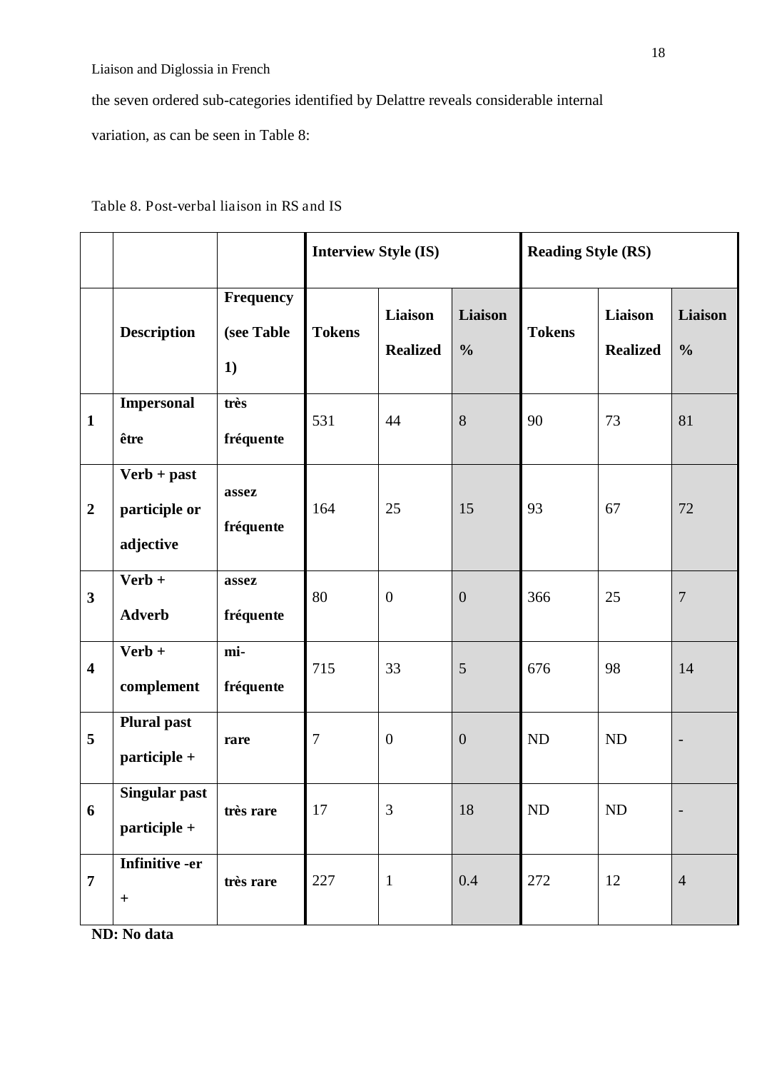the seven ordered sub-categories identified by Delattre reveals considerable internal variation, as can be seen in Table 8:

Table 8. Post-verbal liaison in RS and IS

| | | | Interview Style (IS) | | | Reading Style (RS) | | |
|---|---|---|---|---|---|---|---|---|
| | **Description** | **Frequency (see Table 1)** | **Tokens** | **Liaison Realized** | **Liaison %** | **Tokens** | **Liaison Realized** | **Liaison %** |
| **1** | **Impersonal être** | **très fréquente** | 531 | 44 | 8 | 90 | 73 | 81 |
| **2** | **Verb + past participle or adjective** | **assez fréquente** | 164 | 25 | 15 | 93 | 67 | 72 |
| **3** | **Verb + Adverb** | **assez fréquente** | 80 | 0 | 0 | 366 | 25 | 7 |
| **4** | **Verb + complement** | **mi-fréquente** | 715 | 33 | 5 | 676 | 98 | 14 |
| **5** | **Plural past participle +** | **rare** | 7 | 0 | 0 | ND | ND | - |
| **6** | **Singular past participle +** | **très rare** | 17 | 3 | 18 | ND | ND | - |
| **7** | **Infinitive -er +** | **très rare** | 227 | 1 | 0.4 | 272 | 12 | 4 |

**ND: No data**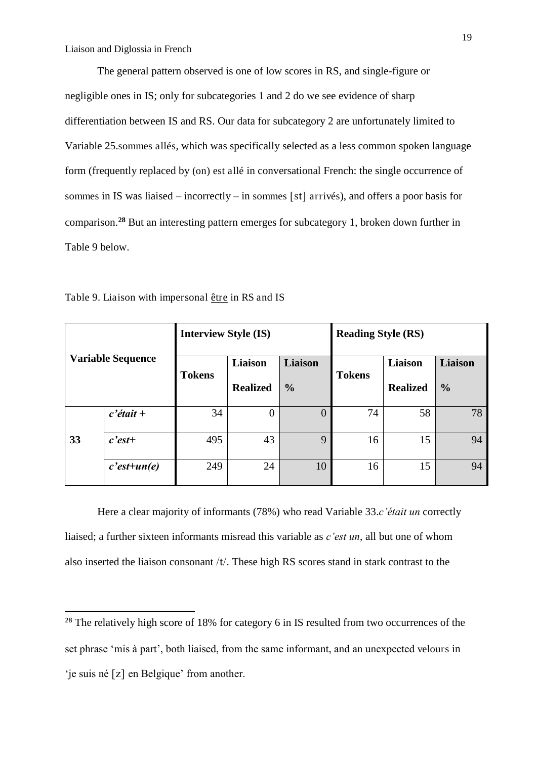The general pattern observed is one of low scores in RS, and single-figure or negligible ones in IS; only for subcategories 1 and 2 do we see evidence of sharp differentiation between IS and RS. Our data for subcategory 2 are unfortunately limited to Variable 25.sommes allés, which was specifically selected as a less common spoken language form (frequently replaced by (on) est allé in conversational French: the single occurrence of sommes in IS was liaised – incorrectly – in sommes [st] arrivés), and offers a poor basis for comparison.[28] But an interesting pattern emerges for subcategory 1, broken down further in Table 9 below.

Table 9. Liaison with impersonal être in RS and IS

| Variable Sequence | | Interview Style (IS) | | | Reading Style (RS) | | |
|---|---|---|---|---|---|---|---|
| | | **Tokens** | **Liaison Realized** | **Liaison %** | **Tokens** | **Liaison Realized** | **Liaison %** |
| **33** | ***c'était +*** | 34 | 0 | 0 | 74 | 58 | 78 |
| | ***c'est+*** | 495 | 43 | 9 | 16 | 15 | 94 |
| | ***c'est+un(e)*** | 249 | 24 | 10 | 16 | 15 | 94 |

Here a clear majority of informants (78%) who read Variable 33.*c'était un* correctly liaised; a further sixteen informants misread this variable as *c'est un*, all but one of whom also inserted the liaison consonant /t/. These high RS scores stand in stark contrast to the

[28] The relatively high score of 18% for category 6 in IS resulted from two occurrences of the set phrase 'mis à part', both liaised, from the same informant, and an unexpected velours in 'je suis né [z] en Belgique' from another.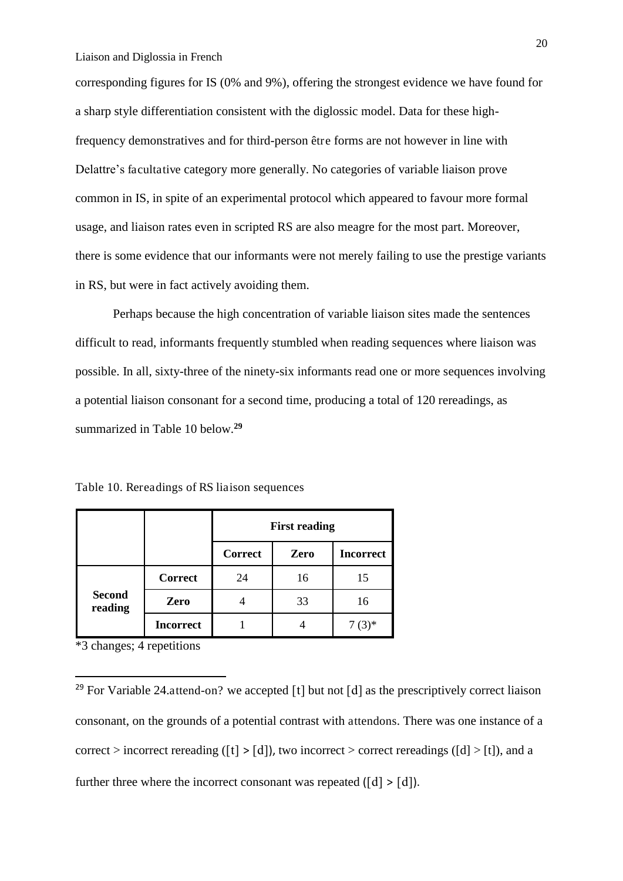corresponding figures for IS (0% and 9%), offering the strongest evidence we have found for a sharp style differentiation consistent with the diglossic model. Data for these high-frequency demonstratives and for third-person *être* forms are not however in line with Delattre's *facultative* category more generally. No categories of variable liaison prove common in IS, in spite of an experimental protocol which appeared to favour more formal usage, and liaison rates even in scripted RS are also meagre for the most part. Moreover, there is some evidence that our informants were not merely failing to use the prestige variants in RS, but were in fact actively avoiding them.

Perhaps because the high concentration of variable liaison sites made the sentences difficult to read, informants frequently stumbled when reading sequences where liaison was possible. In all, sixty-three of the ninety-six informants read one or more sequences involving a potential liaison consonant for a second time, producing a total of 120 rereadings, as summarized in Table 10 below.[29]

Table 10. Rereadings of RS liaison sequences

| | | **First reading** | | |
|---|---|---|---|---|
| | | **Correct** | **Zero** | **Incorrect** |
| **Second reading** | **Correct** | 24 | 16 | 15 |
| | **Zero** | 4 | 33 | 16 |
| | **Incorrect** | 1 | 4 | 7 (3)* |

*3 changes; 4 repetitions

[29] For Variable 24.*attend-on?* we accepted [t] but not [d] as the prescriptively correct liaison consonant, on the grounds of a potential contrast with *attendons*. There was one instance of a correct > incorrect rereading ([t] > [d]), two incorrect > correct rereadings ([d] > [t]), and a further three where the incorrect consonant was repeated ([d] > [d]).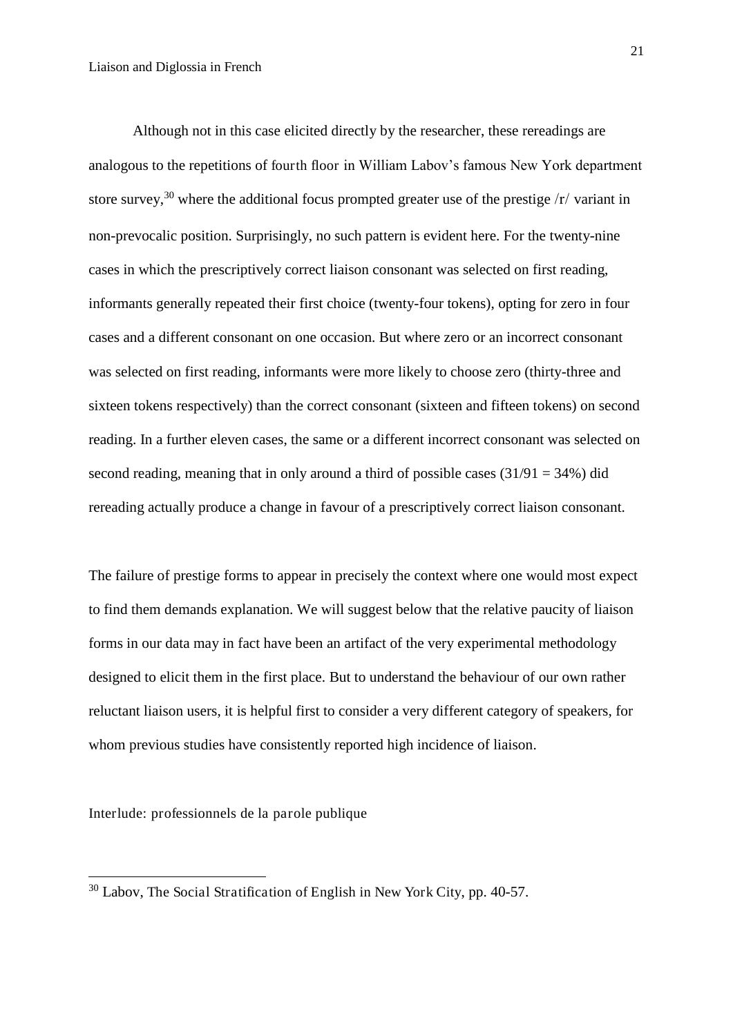Although not in this case elicited directly by the researcher, these rereadings are analogous to the repetitions of fourth floor in William Labov's famous New York department store survey,[30] where the additional focus prompted greater use of the prestige /r/ variant in non-prevocalic position. Surprisingly, no such pattern is evident here. For the twenty-nine cases in which the prescriptively correct liaison consonant was selected on first reading, informants generally repeated their first choice (twenty-four tokens), opting for zero in four cases and a different consonant on one occasion. But where zero or an incorrect consonant was selected on first reading, informants were more likely to choose zero (thirty-three and sixteen tokens respectively) than the correct consonant (sixteen and fifteen tokens) on second reading. In a further eleven cases, the same or a different incorrect consonant was selected on second reading, meaning that in only around a third of possible cases (31/91 = 34%) did rereading actually produce a change in favour of a prescriptively correct liaison consonant.

The failure of prestige forms to appear in precisely the context where one would most expect to find them demands explanation. We will suggest below that the relative paucity of liaison forms in our data may in fact have been an artifact of the very experimental methodology designed to elicit them in the first place. But to understand the behaviour of our own rather reluctant liaison users, it is helpful first to consider a very different category of speakers, for whom previous studies have consistently reported high incidence of liaison.

## Interlude: professionnels de la parole publique

---

[30] Labov, The Social Stratification of English in New York City, pp. 40-57.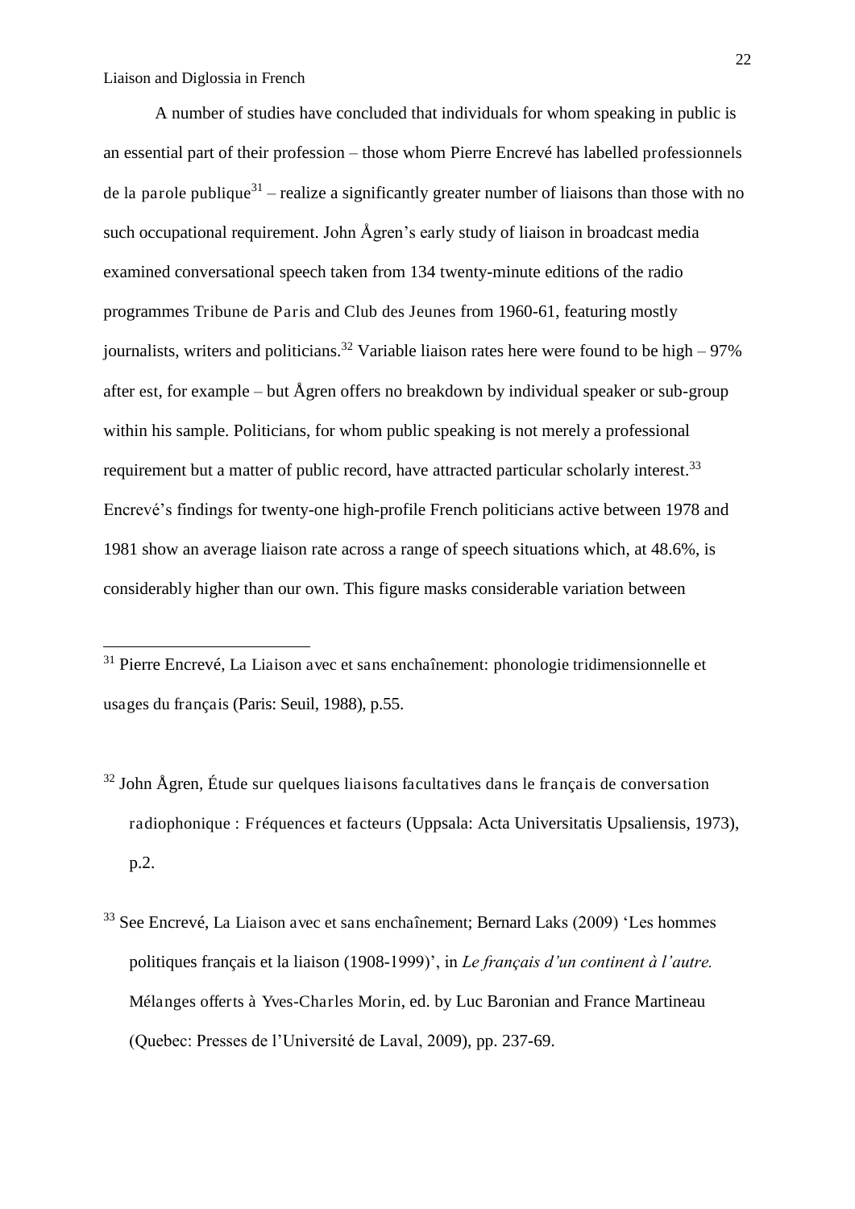A number of studies have concluded that individuals for whom speaking in public is an essential part of their profession – those whom Pierre Encrevé has labelled professionnels de la parole publique[31] – realize a significantly greater number of liaisons than those with no such occupational requirement. John Ågren's early study of liaison in broadcast media examined conversational speech taken from 134 twenty-minute editions of the radio programmes Tribune de Paris and Club des Jeunes from 1960-61, featuring mostly journalists, writers and politicians.[32] Variable liaison rates here were found to be high – 97% after est, for example – but Ågren offers no breakdown by individual speaker or sub-group within his sample. Politicians, for whom public speaking is not merely a professional requirement but a matter of public record, have attracted particular scholarly interest.[33] Encrevé's findings for twenty-one high-profile French politicians active between 1978 and 1981 show an average liaison rate across a range of speech situations which, at 48.6%, is considerably higher than our own. This figure masks considerable variation between

---

[31] Pierre Encrevé, La Liaison avec et sans enchaînement: phonologie tridimensionnelle et usages du français (Paris: Seuil, 1988), p.55.

[32] John Ågren, Étude sur quelques liaisons facultatives dans le français de conversation radiophonique : Fréquences et facteurs (Uppsala: Acta Universitatis Upsaliensis, 1973), p.2.

[33] See Encrevé, La Liaison avec et sans enchaînement; Bernard Laks (2009) 'Les hommes politiques français et la liaison (1908-1999)', in *Le français d'un continent à l'autre.* Mélanges offerts à Yves-Charles Morin, ed. by Luc Baronian and France Martineau (Quebec: Presses de l'Université de Laval, 2009), pp. 237-69.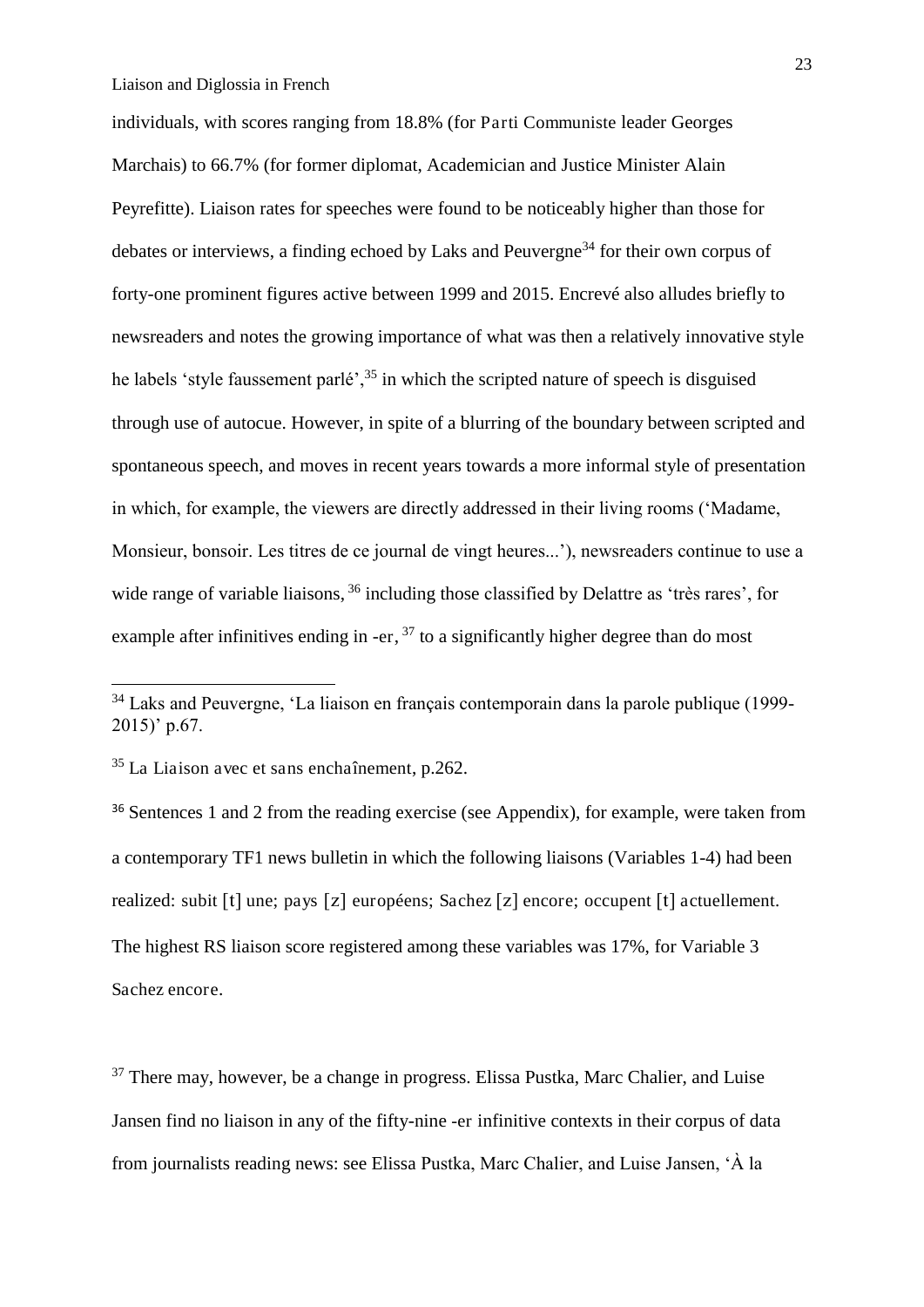individuals, with scores ranging from 18.8% (for Parti Communiste leader Georges Marchais) to 66.7% (for former diplomat, Academician and Justice Minister Alain Peyrefitte). Liaison rates for speeches were found to be noticeably higher than those for debates or interviews, a finding echoed by Laks and Peuvergne[34] for their own corpus of forty-one prominent figures active between 1999 and 2015. Encrevé also alludes briefly to newsreaders and notes the growing importance of what was then a relatively innovative style he labels 'style faussement parlé',[35] in which the scripted nature of speech is disguised through use of autocue. However, in spite of a blurring of the boundary between scripted and spontaneous speech, and moves in recent years towards a more informal style of presentation in which, for example, the viewers are directly addressed in their living rooms ('Madame, Monsieur, bonsoir. Les titres de ce journal de vingt heures...'), newsreaders continue to use a wide range of variable liaisons,[36] including those classified by Delattre as 'très rares', for example after infinitives ending in -er,[37] to a significantly higher degree than do most

---

[34] Laks and Peuvergne, 'La liaison en français contemporain dans la parole publique (1999-2015)' p.67.

[35] La Liaison avec et sans enchaînement, p.262.

[36] Sentences 1 and 2 from the reading exercise (see Appendix), for example, were taken from a contemporary TF1 news bulletin in which the following liaisons (Variables 1-4) had been realized: subit [t] une; pays [z] européens; Sachez [z] encore; occupent [t] actuellement. The highest RS liaison score registered among these variables was 17%, for Variable 3 Sachez encore.

[37] There may, however, be a change in progress. Elissa Pustka, Marc Chalier, and Luise Jansen find no liaison in any of the fifty-nine -er infinitive contexts in their corpus of data from journalists reading news: see Elissa Pustka, Marc Chalier, and Luise Jansen, 'À la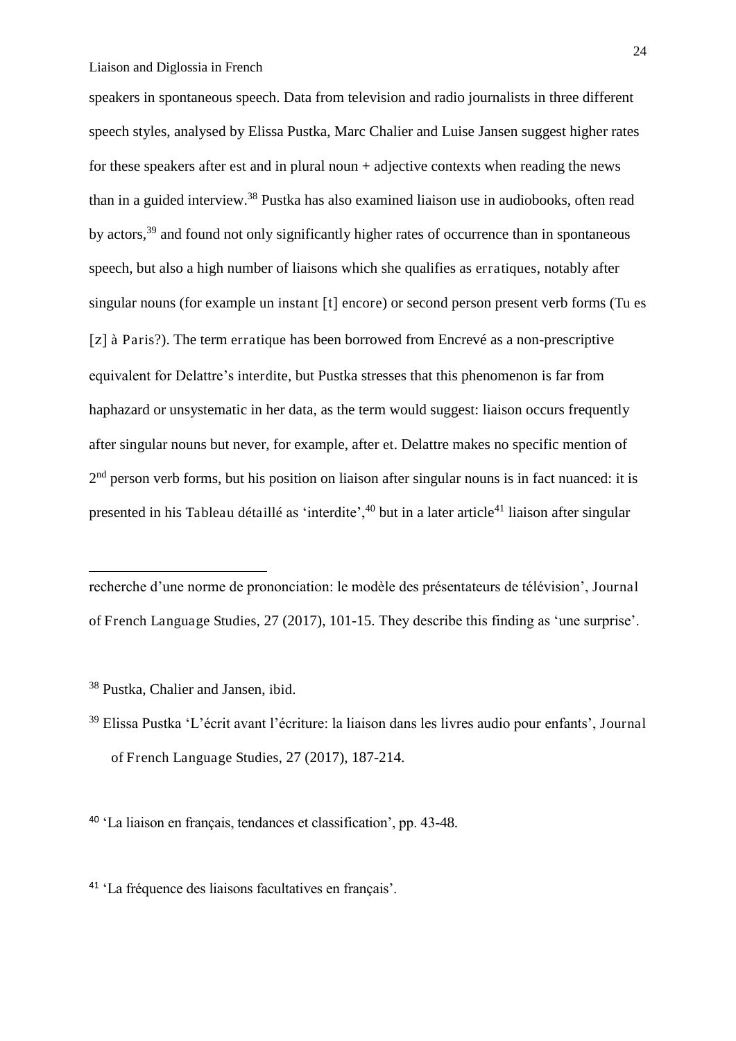speakers in spontaneous speech. Data from television and radio journalists in three different speech styles, analysed by Elissa Pustka, Marc Chalier and Luise Jansen suggest higher rates for these speakers after *est* and in plural noun + adjective contexts when reading the news than in a guided interview.[38] Pustka has also examined liaison use in audiobooks, often read by actors,[39] and found not only significantly higher rates of occurrence than in spontaneous speech, but also a high number of liaisons which she qualifies as *erratiques*, notably after singular nouns (for example *un instant [t] encore*) or second person present verb forms (*Tu es [z] à Paris?*). The term *erratique* has been borrowed from Encrevé as a non-prescriptive equivalent for Delattre's *interdite*, but Pustka stresses that this phenomenon is far from haphazard or unsystematic in her data, as the term would suggest: liaison occurs frequently after singular nouns but never, for example, after *et*. Delattre makes no specific mention of 2nd person verb forms, but his position on liaison after singular nouns is in fact nuanced: it is presented in his *Tableau détaillé* as 'interdite',[40] but in a later article[41] liaison after singular

---

recherche d'une norme de prononciation: le modèle des présentateurs de télévision', *Journal of French Language Studies*, 27 (2017), 101-15. They describe this finding as 'une surprise'.

[38] Pustka, Chalier and Jansen, ibid.

[39] Elissa Pustka 'L'écrit avant l'écriture: la liaison dans les livres audio pour enfants', *Journal of French Language Studies*, 27 (2017), 187-214.

[40] 'La liaison en français, tendances et classification', pp. 43-48.

[41] 'La fréquence des liaisons facultatives en français'.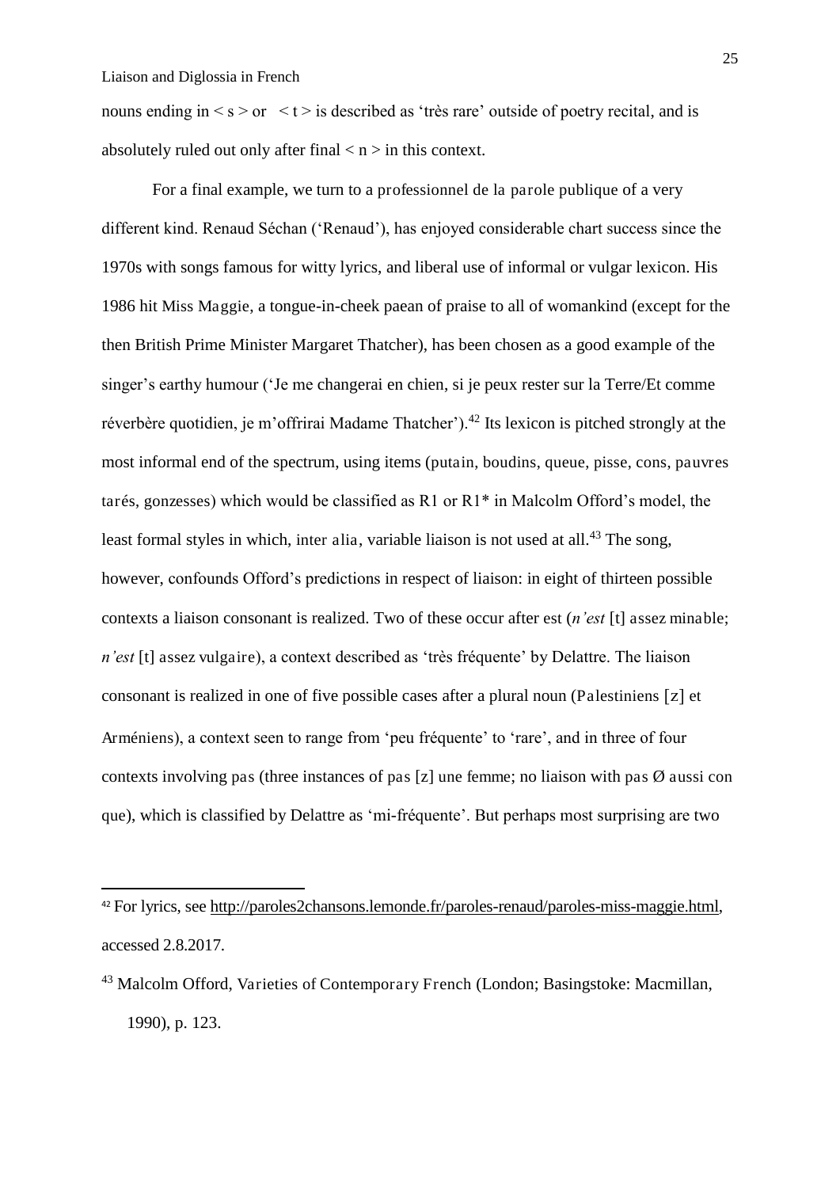nouns ending in < s > or < t > is described as 'très rare' outside of poetry recital, and is absolutely ruled out only after final < n > in this context.

For a final example, we turn to a *professionnel de la parole publique* of a very different kind. Renaud Séchan ('Renaud'), has enjoyed considerable chart success since the 1970s with songs famous for witty lyrics, and liberal use of informal or vulgar lexicon. His 1986 hit *Miss Maggie*, a tongue-in-cheek paean of praise to all of womankind (except for the then British Prime Minister Margaret Thatcher), has been chosen as a good example of the singer's earthy humour ('Je me changerai en chien, si je peux rester sur la Terre/Et comme réverbère quotidien, je m'offrirai Madame Thatcher').[42] Its lexicon is pitched strongly at the most informal end of the spectrum, using items (*putain*, *boudins*, *queue*, *pisse*, *cons*, *pauvres tarés*, *gonzesses*) which would be classified as R1 or R1* in Malcolm Offord's model, the least formal styles in which, *inter alia*, variable liaison is not used at all.[43] The song, however, confounds Offord's predictions in respect of liaison: in eight of thirteen possible contexts a liaison consonant is realized. Two of these occur after *est* (*n'est* [t] *assez minable*; *n'est* [t] *assez vulgaire*), a context described as 'très fréquente' by Delattre. The liaison consonant is realized in one of five possible cases after a plural noun (*Palestiniens* [z] *et Arméniens*), a context seen to range from 'peu fréquente' to 'rare', and in three of four contexts involving *pas* (three instances of *pas* [z] *une femme*; no liaison with *pas* Ø *aussi con que*), which is classified by Delattre as 'mi-fréquente'. But perhaps most surprising are two

---

[42] For lyrics, see http://paroles2chansons.lemonde.fr/paroles-renaud/paroles-miss-maggie.html, accessed 2.8.2017.

[43] Malcolm Offord, *Varieties of Contemporary French* (London; Basingstoke: Macmillan, 1990), p. 123.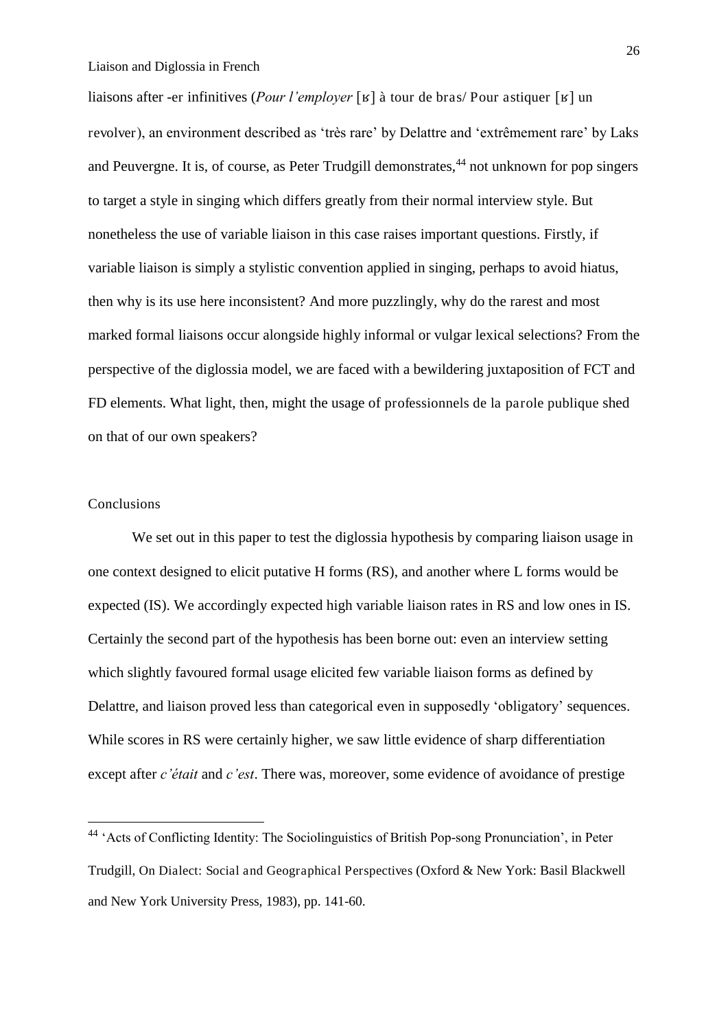liaisons after -er infinitives (*Pour l'employer* [ʁ] à tour de bras/ Pour astiquer [ʁ] un revolver), an environment described as 'très rare' by Delattre and 'extrêmement rare' by Laks and Peuvergne. It is, of course, as Peter Trudgill demonstrates,[44] not unknown for pop singers to target a style in singing which differs greatly from their normal interview style. But nonetheless the use of variable liaison in this case raises important questions. Firstly, if variable liaison is simply a stylistic convention applied in singing, perhaps to avoid hiatus, then why is its use here inconsistent? And more puzzlingly, why do the rarest and most marked formal liaisons occur alongside highly informal or vulgar lexical selections? From the perspective of the diglossia model, we are faced with a bewildering juxtaposition of FCT and FD elements. What light, then, might the usage of professionnels de la parole publique shed on that of our own speakers?

## Conclusions

We set out in this paper to test the diglossia hypothesis by comparing liaison usage in one context designed to elicit putative H forms (RS), and another where L forms would be expected (IS). We accordingly expected high variable liaison rates in RS and low ones in IS. Certainly the second part of the hypothesis has been borne out: even an interview setting which slightly favoured formal usage elicited few variable liaison forms as defined by Delattre, and liaison proved less than categorical even in supposedly 'obligatory' sequences. While scores in RS were certainly higher, we saw little evidence of sharp differentiation except after *c'était* and *c'est*. There was, moreover, some evidence of avoidance of prestige

---

[44] 'Acts of Conflicting Identity: The Sociolinguistics of British Pop-song Pronunciation', in Peter Trudgill, On Dialect: Social and Geographical Perspectives (Oxford & New York: Basil Blackwell and New York University Press, 1983), pp. 141-60.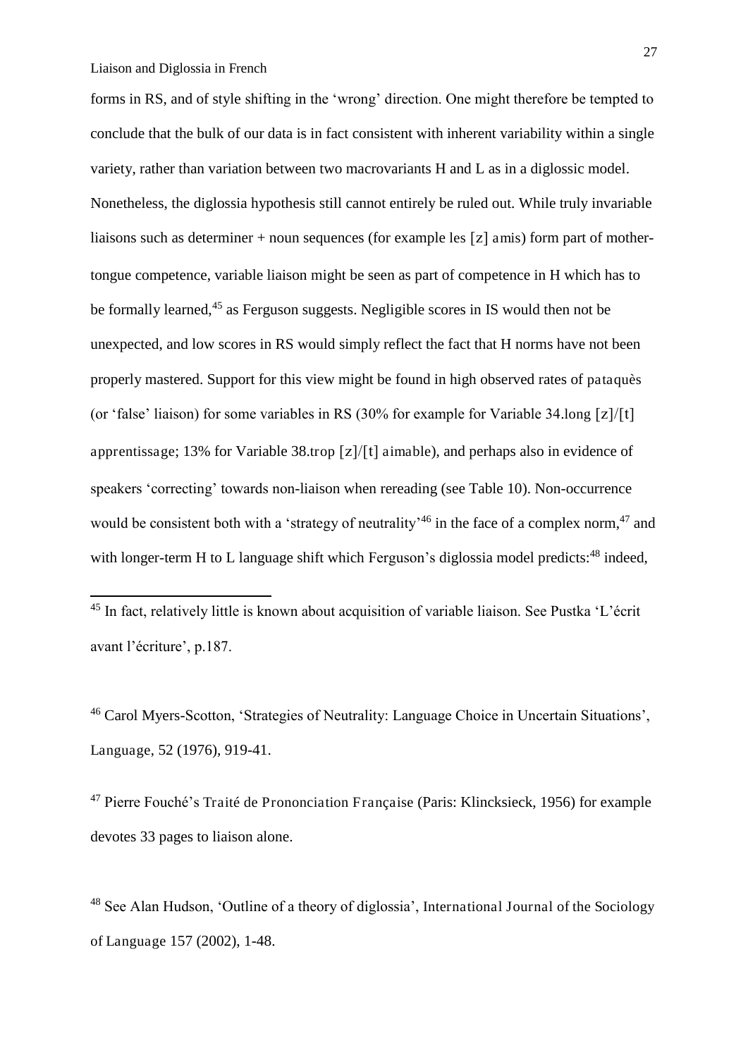forms in RS, and of style shifting in the 'wrong' direction. One might therefore be tempted to conclude that the bulk of our data is in fact consistent with inherent variability within a single variety, rather than variation between two macrovariants H and L as in a diglossic model. Nonetheless, the diglossia hypothesis still cannot entirely be ruled out. While truly invariable liaisons such as determiner + noun sequences (for example *les* [z] *amis*) form part of mother-tongue competence, variable liaison might be seen as part of competence in H which has to be formally learned,[45] as Ferguson suggests. Negligible scores in IS would then not be unexpected, and low scores in RS would simply reflect the fact that H norms have not been properly mastered. Support for this view might be found in high observed rates of *pataquès* (or 'false' liaison) for some variables in RS (30% for example for Variable 34.*long* [z]/[t] *apprentissage*; 13% for Variable 38.*trop* [z]/[t] *aimable*), and perhaps also in evidence of speakers 'correcting' towards non-liaison when rereading (see Table 10). Non-occurrence would be consistent both with a 'strategy of neutrality'[46] in the face of a complex norm,[47] and with longer-term H to L language shift which Ferguson's diglossia model predicts:[48] indeed,

---

[45] In fact, relatively little is known about acquisition of variable liaison. See Pustka 'L'écrit avant l'écriture', p.187.

[46] Carol Myers-Scotton, 'Strategies of Neutrality: Language Choice in Uncertain Situations', *Language*, 52 (1976), 919-41.

[47] Pierre Fouché's *Traité de Prononciation Française* (Paris: Klincksieck, 1956) for example devotes 33 pages to liaison alone.

[48] See Alan Hudson, 'Outline of a theory of diglossia', *International Journal of the Sociology of Language* 157 (2002), 1-48.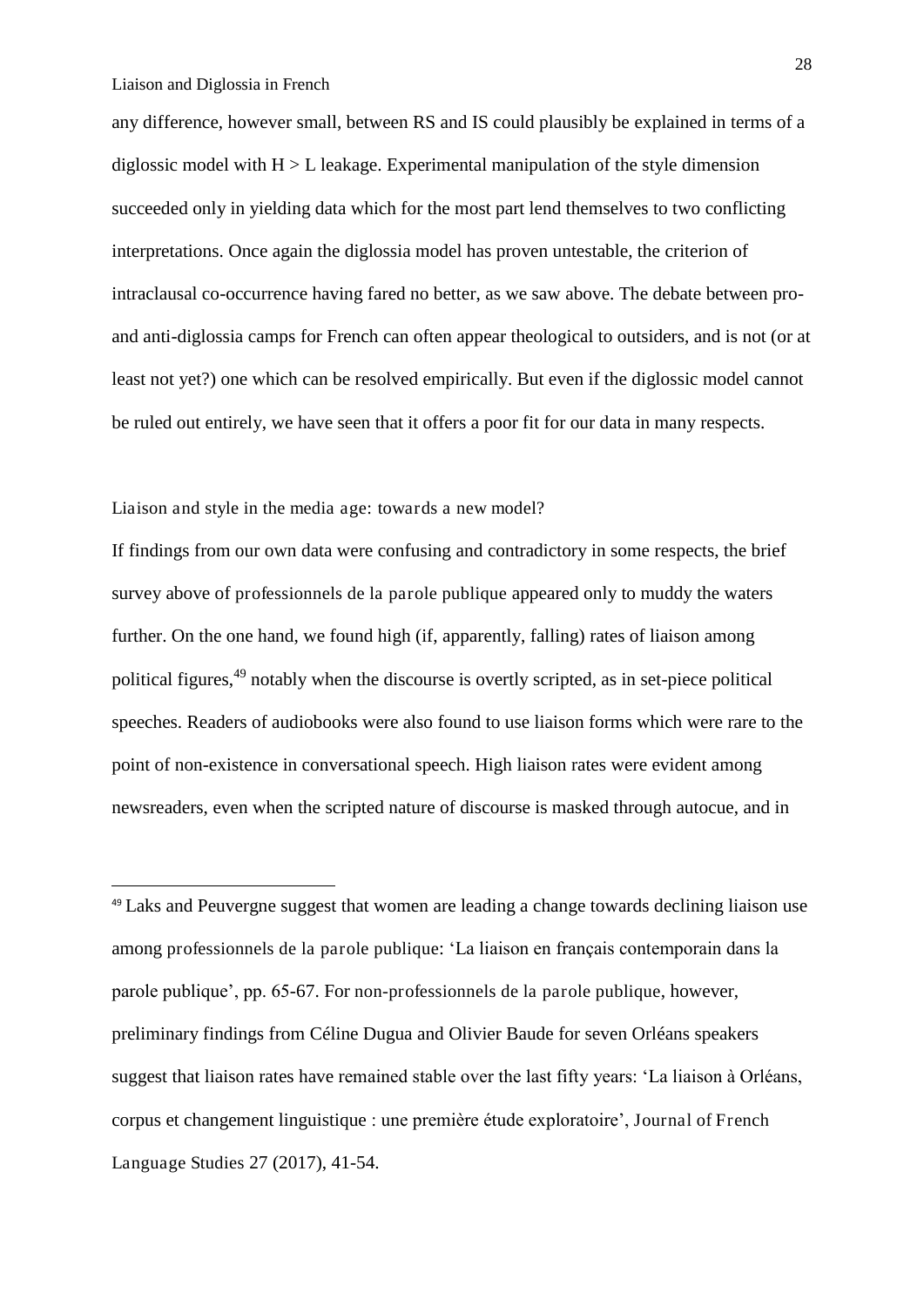any difference, however small, between RS and IS could plausibly be explained in terms of a diglossic model with H > L leakage. Experimental manipulation of the style dimension succeeded only in yielding data which for the most part lend themselves to two conflicting interpretations. Once again the diglossia model has proven untestable, the criterion of intraclausal co-occurrence having fared no better, as we saw above. The debate between pro- and anti-diglossia camps for French can often appear theological to outsiders, and is not (or at least not yet?) one which can be resolved empirically. But even if the diglossic model cannot be ruled out entirely, we have seen that it offers a poor fit for our data in many respects.

## Liaison and style in the media age: towards a new model?

If findings from our own data were confusing and contradictory in some respects, the brief survey above of *professionnels de la parole publique* appeared only to muddy the waters further. On the one hand, we found high (if, apparently, falling) rates of liaison among political figures,[49] notably when the discourse is overtly scripted, as in set-piece political speeches. Readers of audiobooks were also found to use liaison forms which were rare to the point of non-existence in conversational speech. High liaison rates were evident among newsreaders, even when the scripted nature of discourse is masked through autocue, and in

---

[49] Laks and Peuvergne suggest that women are leading a change towards declining liaison use among *professionnels de la parole publique*: 'La liaison en français contemporain dans la parole publique', pp. 65-67. For *non-professionnels de la parole publique*, however, preliminary findings from Céline Dugua and Olivier Baude for seven Orléans speakers suggest that liaison rates have remained stable over the last fifty years: 'La liaison à Orléans, corpus et changement linguistique : une première étude exploratoire', *Journal of French Language Studies* 27 (2017), 41-54.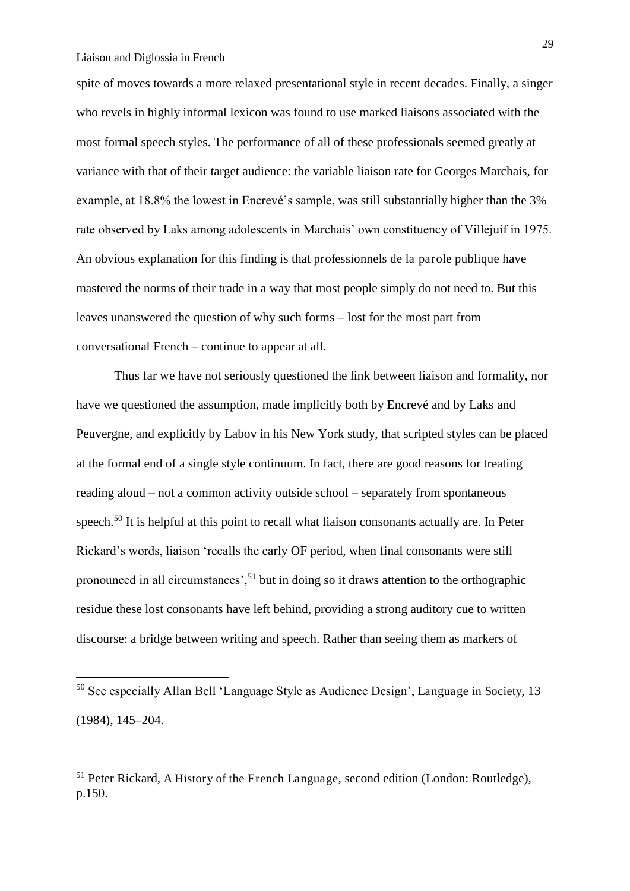spite of moves towards a more relaxed presentational style in recent decades. Finally, a singer who revels in highly informal lexicon was found to use marked liaisons associated with the most formal speech styles. The performance of all of these professionals seemed greatly at variance with that of their target audience: the variable liaison rate for Georges Marchais, for example, at 18.8% the lowest in Encrevé's sample, was still substantially higher than the 3% rate observed by Laks among adolescents in Marchais' own constituency of Villejuif in 1975. An obvious explanation for this finding is that *professionnels de la parole publique* have mastered the norms of their trade in a way that most people simply do not need to. But this leaves unanswered the question of why such forms – lost for the most part from conversational French – continue to appear at all.

Thus far we have not seriously questioned the link between liaison and formality, nor have we questioned the assumption, made implicitly both by Encrevé and by Laks and Peuvergne, and explicitly by Labov in his New York study, that scripted styles can be placed at the formal end of a single style continuum. In fact, there are good reasons for treating reading aloud – not a common activity outside school – separately from spontaneous speech.[50] It is helpful at this point to recall what liaison consonants actually are. In Peter Rickard's words, liaison 'recalls the early OF period, when final consonants were still pronounced in all circumstances',[51] but in doing so it draws attention to the orthographic residue these lost consonants have left behind, providing a strong auditory cue to written discourse: a bridge between writing and speech. Rather than seeing them as markers of

---

[50] See especially Allan Bell 'Language Style as Audience Design', *Language in Society*, 13 (1984), 145–204.

[51] Peter Rickard, *A History of the French Language*, second edition (London: Routledge), p.150.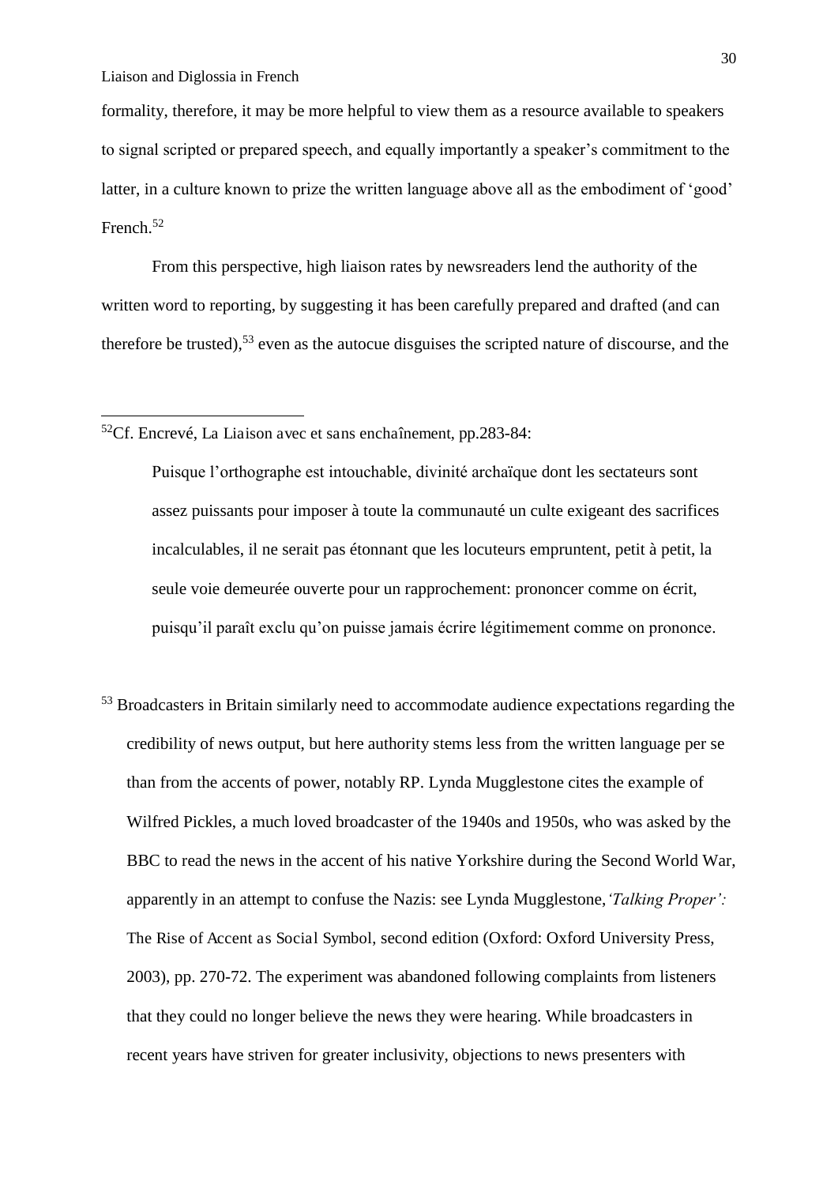formality, therefore, it may be more helpful to view them as a resource available to speakers to signal scripted or prepared speech, and equally importantly a speaker's commitment to the latter, in a culture known to prize the written language above all as the embodiment of 'good' French.[52]

From this perspective, high liaison rates by newsreaders lend the authority of the written word to reporting, by suggesting it has been carefully prepared and drafted (and can therefore be trusted),[53] even as the autocue disguises the scripted nature of discourse, and the

---

[52]Cf. Encrevé, La Liaison avec et sans enchaînement, pp.283-84:

> Puisque l'orthographe est intouchable, divinité archaïque dont les sectateurs sont assez puissants pour imposer à toute la communauté un culte exigeant des sacrifices incalculables, il ne serait pas étonnant que les locuteurs empruntent, petit à petit, la seule voie demeurée ouverte pour un rapprochement: prononcer comme on écrit, puisqu'il paraît exclu qu'on puisse jamais écrire légitimement comme on prononce.

[53] Broadcasters in Britain similarly need to accommodate audience expectations regarding the credibility of news output, but here authority stems less from the written language per se than from the accents of power, notably RP. Lynda Mugglestone cites the example of Wilfred Pickles, a much loved broadcaster of the 1940s and 1950s, who was asked by the BBC to read the news in the accent of his native Yorkshire during the Second World War, apparently in an attempt to confuse the Nazis: see Lynda Mugglestone, *'Talking Proper':* The Rise of Accent as Social Symbol, second edition (Oxford: Oxford University Press, 2003), pp. 270-72. The experiment was abandoned following complaints from listeners that they could no longer believe the news they were hearing. While broadcasters in recent years have striven for greater inclusivity, objections to news presenters with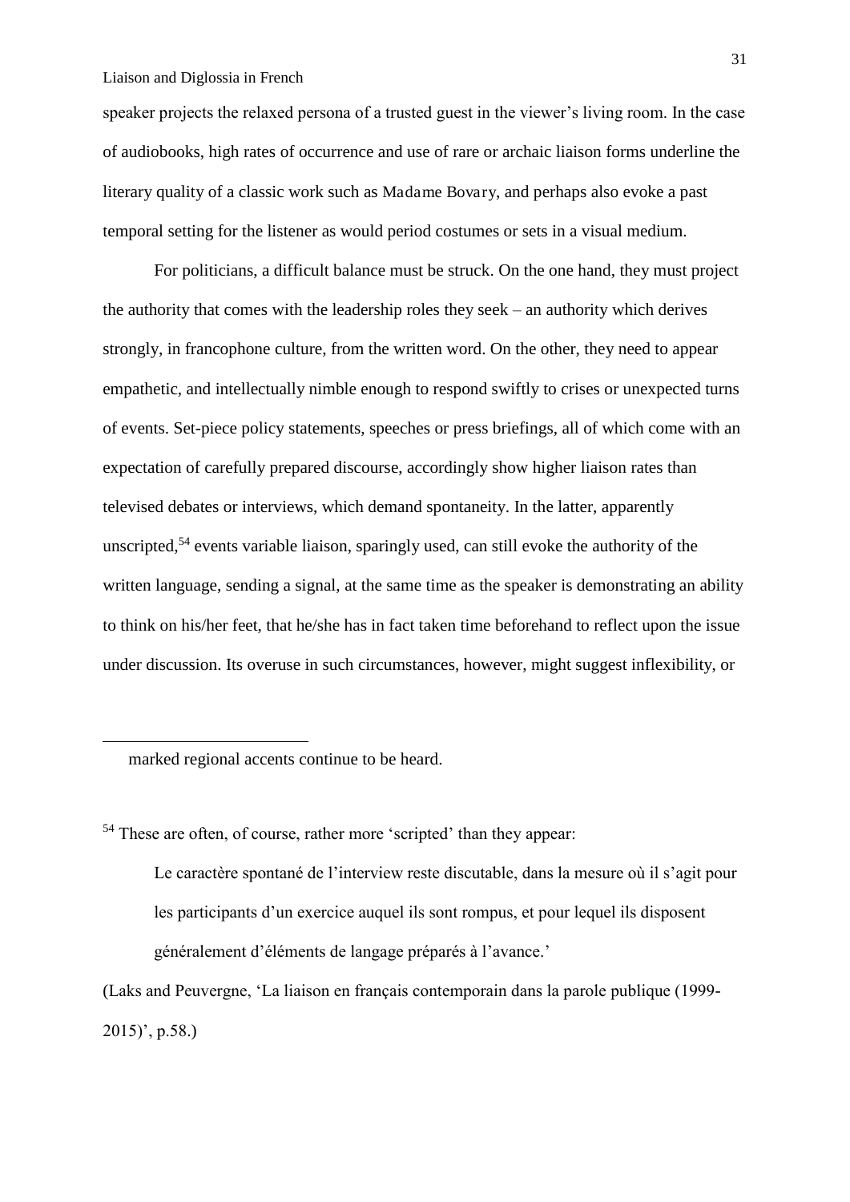speaker projects the relaxed persona of a trusted guest in the viewer's living room. In the case of audiobooks, high rates of occurrence and use of rare or archaic liaison forms underline the literary quality of a classic work such as Madame Bovary, and perhaps also evoke a past temporal setting for the listener as would period costumes or sets in a visual medium.

For politicians, a difficult balance must be struck. On the one hand, they must project the authority that comes with the leadership roles they seek – an authority which derives strongly, in francophone culture, from the written word. On the other, they need to appear empathetic, and intellectually nimble enough to respond swiftly to crises or unexpected turns of events. Set-piece policy statements, speeches or press briefings, all of which come with an expectation of carefully prepared discourse, accordingly show higher liaison rates than televised debates or interviews, which demand spontaneity. In the latter, apparently unscripted,[54] events variable liaison, sparingly used, can still evoke the authority of the written language, sending a signal, at the same time as the speaker is demonstrating an ability to think on his/her feet, that he/she has in fact taken time beforehand to reflect upon the issue under discussion. Its overuse in such circumstances, however, might suggest inflexibility, or

---

marked regional accents continue to be heard.

[54] These are often, of course, rather more 'scripted' than they appear:

> Le caractère spontané de l'interview reste discutable, dans la mesure où il s'agit pour les participants d'un exercice auquel ils sont rompus, et pour lequel ils disposent généralement d'éléments de langage préparés à l'avance.'

(Laks and Peuvergne, 'La liaison en français contemporain dans la parole publique (1999-2015)', p.58.)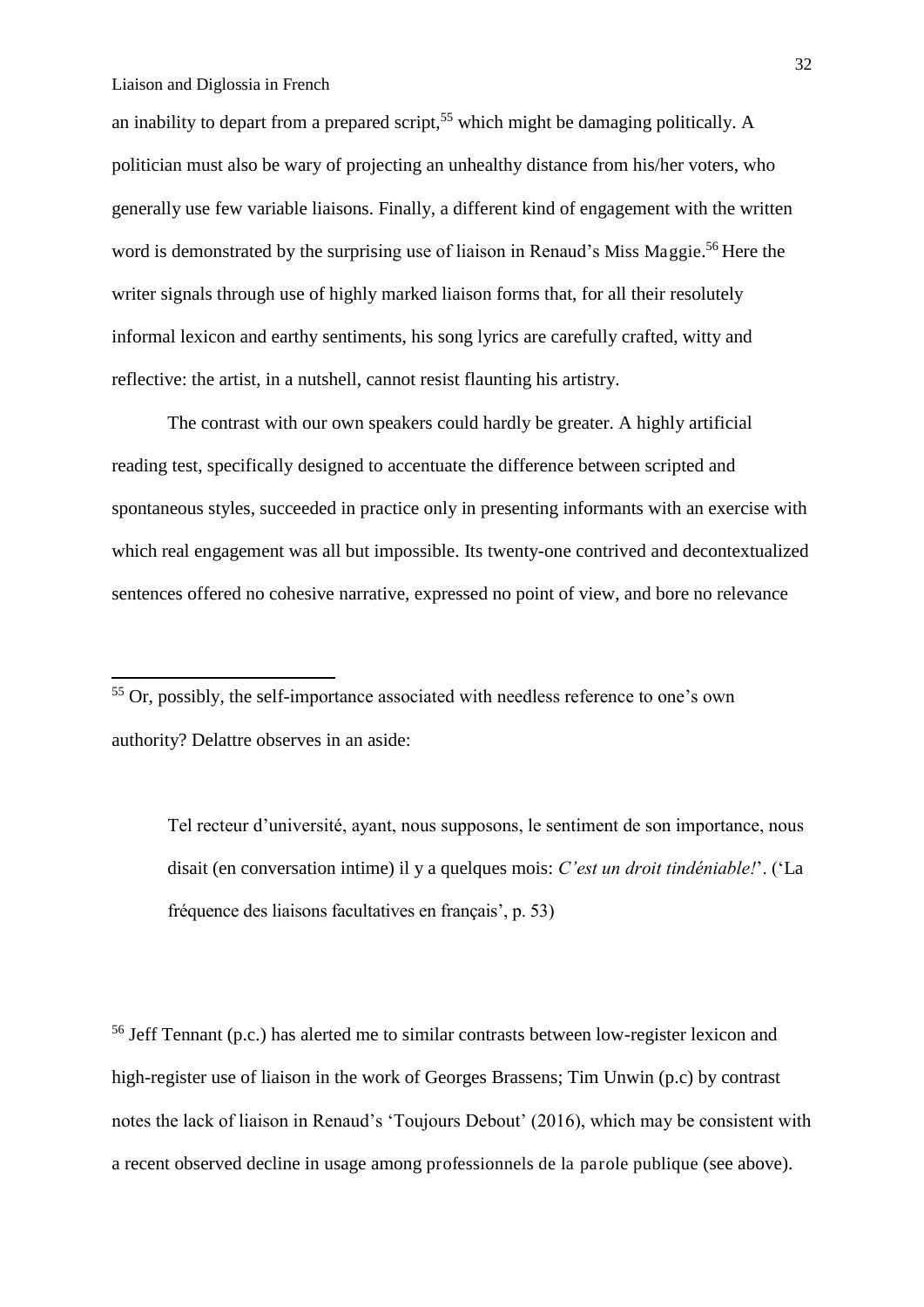an inability to depart from a prepared script,[55] which might be damaging politically. A politician must also be wary of projecting an unhealthy distance from his/her voters, who generally use few variable liaisons. Finally, a different kind of engagement with the written word is demonstrated by the surprising use of liaison in Renaud's Miss Maggie.[56] Here the writer signals through use of highly marked liaison forms that, for all their resolutely informal lexicon and earthy sentiments, his song lyrics are carefully crafted, witty and reflective: the artist, in a nutshell, cannot resist flaunting his artistry.

The contrast with our own speakers could hardly be greater. A highly artificial reading test, specifically designed to accentuate the difference between scripted and spontaneous styles, succeeded in practice only in presenting informants with an exercise with which real engagement was all but impossible. Its twenty-one contrived and decontextualized sentences offered no cohesive narrative, expressed no point of view, and bore no relevance

---

[55] Or, possibly, the self-importance associated with needless reference to one's own authority? Delattre observes in an aside:

> Tel recteur d'université, ayant, nous supposons, le sentiment de son importance, nous disait (en conversation intime) il y a quelques mois: *C'est un droit tindéniable!*'. ('La fréquence des liaisons facultatives en français', p. 53)

[56] Jeff Tennant (p.c.) has alerted me to similar contrasts between low-register lexicon and high-register use of liaison in the work of Georges Brassens; Tim Unwin (p.c) by contrast notes the lack of liaison in Renaud's 'Toujours Debout' (2016), which may be consistent with a recent observed decline in usage among professionnels de la parole publique (see above).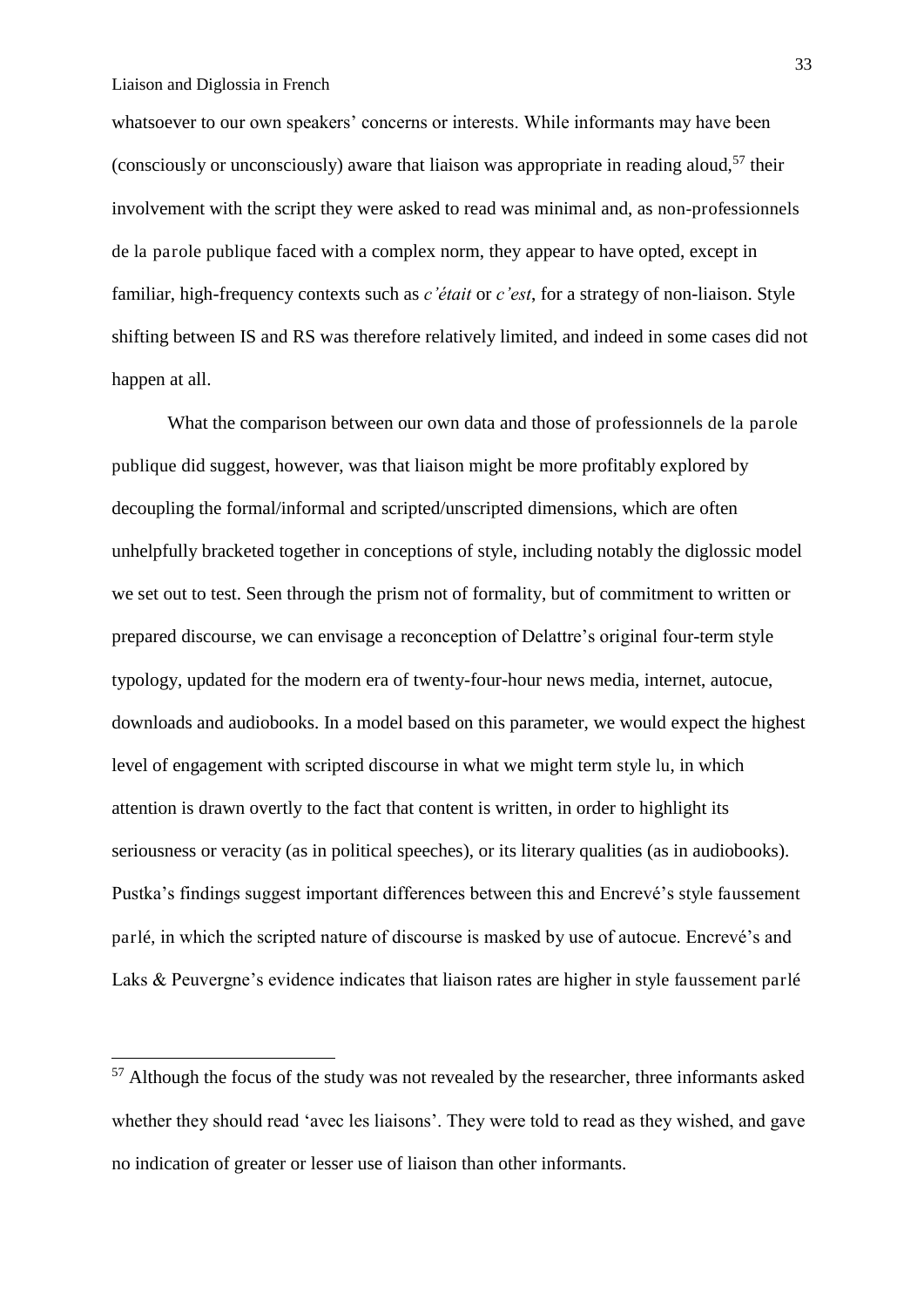whatsoever to our own speakers' concerns or interests. While informants may have been (consciously or unconsciously) aware that liaison was appropriate in reading aloud,[57] their involvement with the script they were asked to read was minimal and, as non-professionnels de la parole publique faced with a complex norm, they appear to have opted, except in familiar, high-frequency contexts such as *c'était* or *c'est*, for a strategy of non-liaison. Style shifting between IS and RS was therefore relatively limited, and indeed in some cases did not happen at all.

What the comparison between our own data and those of professionnels de la parole publique did suggest, however, was that liaison might be more profitably explored by decoupling the formal/informal and scripted/unscripted dimensions, which are often unhelpfully bracketed together in conceptions of style, including notably the diglossic model we set out to test. Seen through the prism not of formality, but of commitment to written or prepared discourse, we can envisage a reconception of Delattre's original four-term style typology, updated for the modern era of twenty-four-hour news media, internet, autocue, downloads and audiobooks. In a model based on this parameter, we would expect the highest level of engagement with scripted discourse in what we might term style lu, in which attention is drawn overtly to the fact that content is written, in order to highlight its seriousness or veracity (as in political speeches), or its literary qualities (as in audiobooks). Pustka's findings suggest important differences between this and Encrevé's style faussement parlé, in which the scripted nature of discourse is masked by use of autocue. Encrevé's and Laks & Peuvergne's evidence indicates that liaison rates are higher in style faussement parlé

[57] Although the focus of the study was not revealed by the researcher, three informants asked whether they should read 'avec les liaisons'. They were told to read as they wished, and gave no indication of greater or lesser use of liaison than other informants.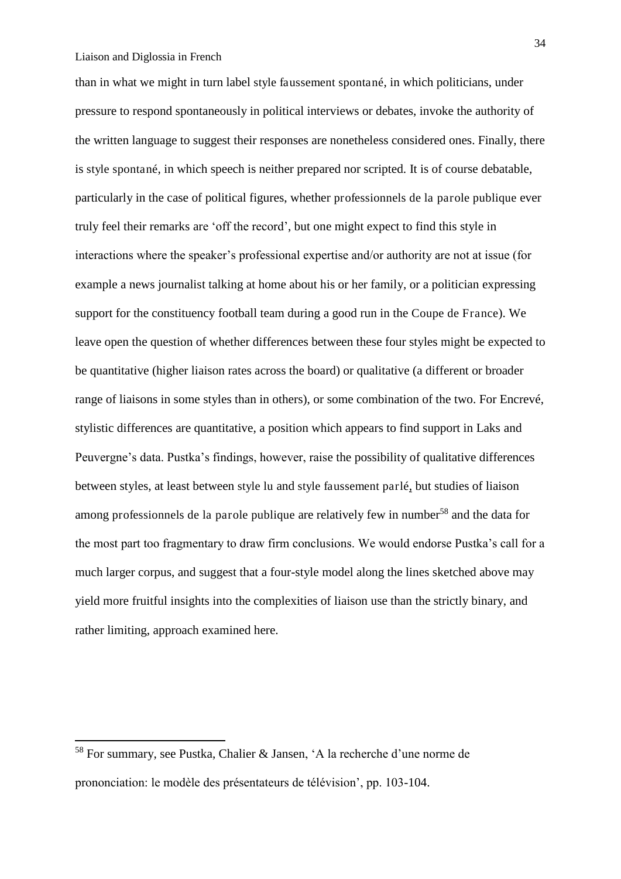than in what we might in turn label style *faussement spontané*, in which politicians, under pressure to respond spontaneously in political interviews or debates, invoke the authority of the written language to suggest their responses are nonetheless considered ones. Finally, there is style *spontané*, in which speech is neither prepared nor scripted. It is of course debatable, particularly in the case of political figures, whether *professionnels de la parole publique* ever truly feel their remarks are 'off the record', but one might expect to find this style in interactions where the speaker's professional expertise and/or authority are not at issue (for example a news journalist talking at home about his or her family, or a politician expressing support for the constituency football team during a good run in the *Coupe de France*). We leave open the question of whether differences between these four styles might be expected to be quantitative (higher liaison rates across the board) or qualitative (a different or broader range of liaisons in some styles than in others), or some combination of the two. For Encrevé, stylistic differences are quantitative, a position which appears to find support in Laks and Peuvergne's data. Pustka's findings, however, raise the possibility of qualitative differences between styles, at least between style *lu* and style *faussement parlé*, but studies of liaison among *professionnels de la parole publique* are relatively few in number[58] and the data for the most part too fragmentary to draw firm conclusions. We would endorse Pustka's call for a much larger corpus, and suggest that a four-style model along the lines sketched above may yield more fruitful insights into the complexities of liaison use than the strictly binary, and rather limiting, approach examined here.

---

[58] For summary, see Pustka, Chalier & Jansen, 'A la recherche d'une norme de prononciation: le modèle des présentateurs de télévision', pp. 103-104.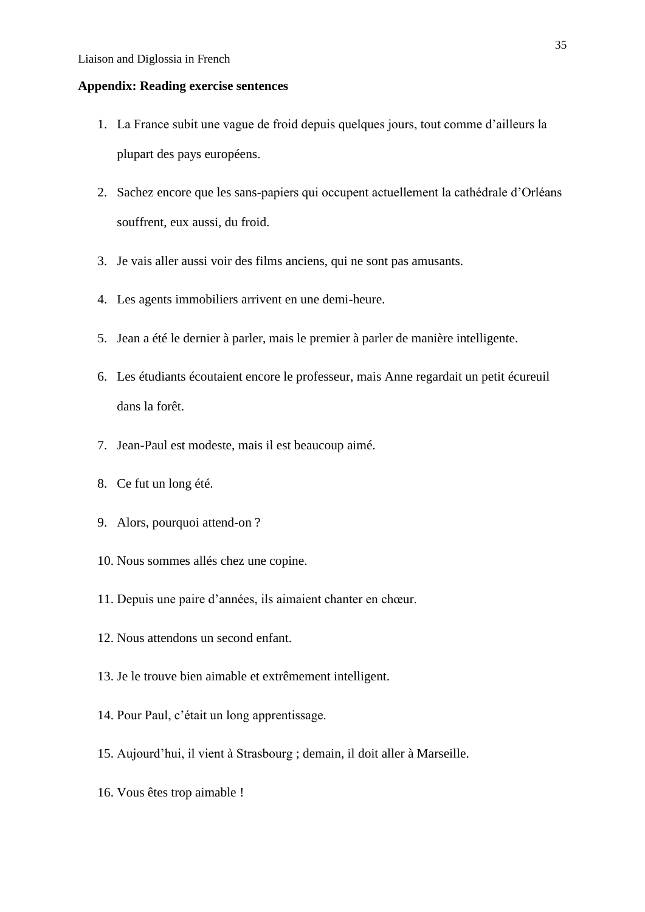**Appendix: Reading exercise sentences**

1. La France subit une vague de froid depuis quelques jours, tout comme d'ailleurs la plupart des pays européens.
2. Sachez encore que les sans-papiers qui occupent actuellement la cathédrale d'Orléans souffrent, eux aussi, du froid.
3. Je vais aller aussi voir des films anciens, qui ne sont pas amusants.
4. Les agents immobiliers arrivent en une demi-heure.
5. Jean a été le dernier à parler, mais le premier à parler de manière intelligente.
6. Les étudiants écoutaient encore le professeur, mais Anne regardait un petit écureuil dans la forêt.
7. Jean-Paul est modeste, mais il est beaucoup aimé.
8. Ce fut un long été.
9. Alors, pourquoi attend-on ?
10. Nous sommes allés chez une copine.
11. Depuis une paire d'années, ils aimaient chanter en chœur.
12. Nous attendons un second enfant.
13. Je le trouve bien aimable et extrêmement intelligent.
14. Pour Paul, c'était un long apprentissage.
15. Aujourd'hui, il vient à Strasbourg ; demain, il doit aller à Marseille.
16. Vous êtes trop aimable !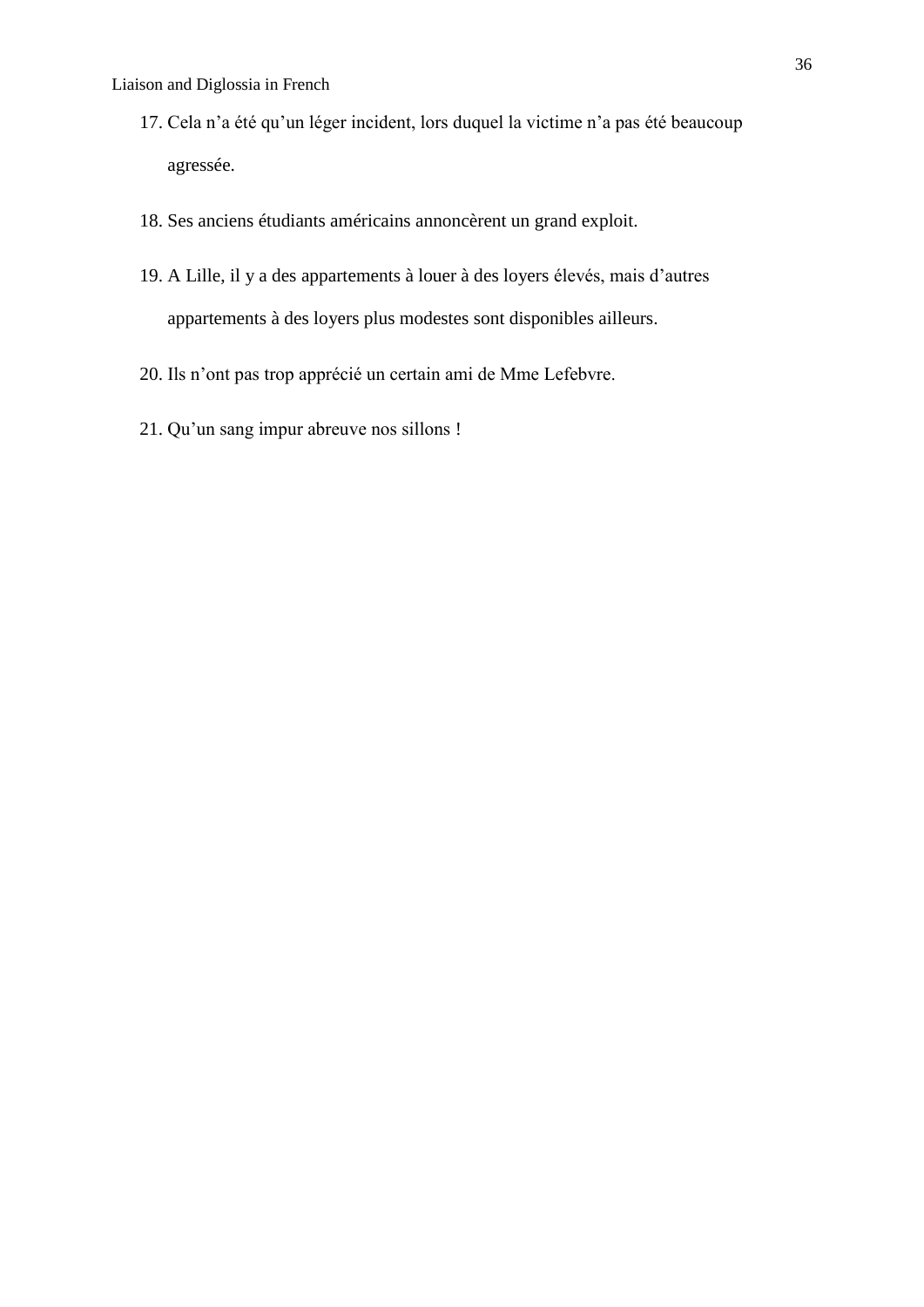17. Cela n’a été qu’un léger incident, lors duquel la victime n’a pas été beaucoup agressée.
18. Ses anciens étudiants américains annoncèrent un grand exploit.
19. A Lille, il y a des appartements à louer à des loyers élevés, mais d’autres appartements à des loyers plus modestes sont disponibles ailleurs.
20. Ils n’ont pas trop apprécié un certain ami de Mme Lefebvre.
21. Qu’un sang impur abreuve nos sillons !